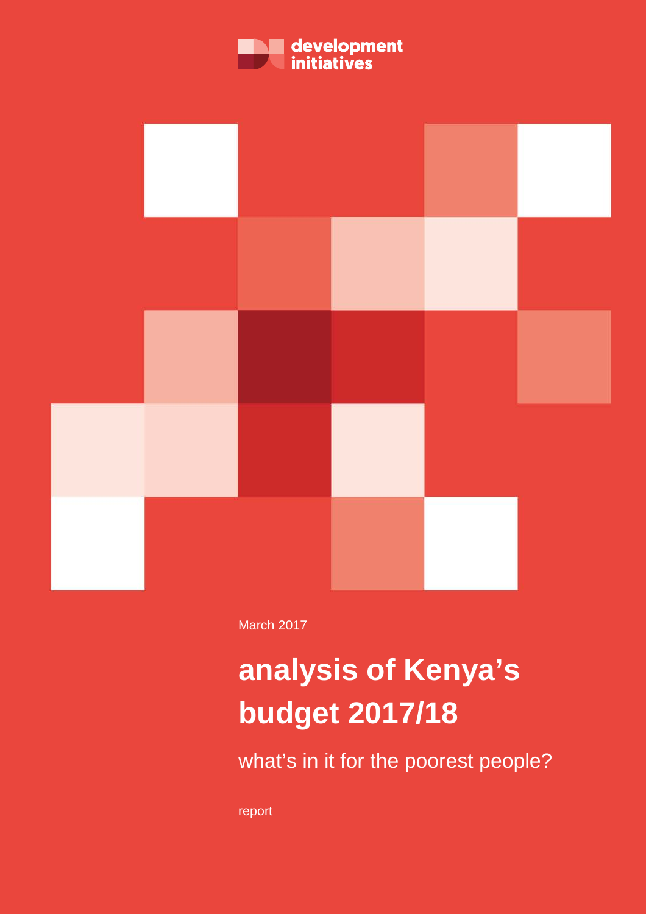development initiatives

March 2017

# analysis of Kenya's budget 2017/18

## what's in it for the poorest people?

report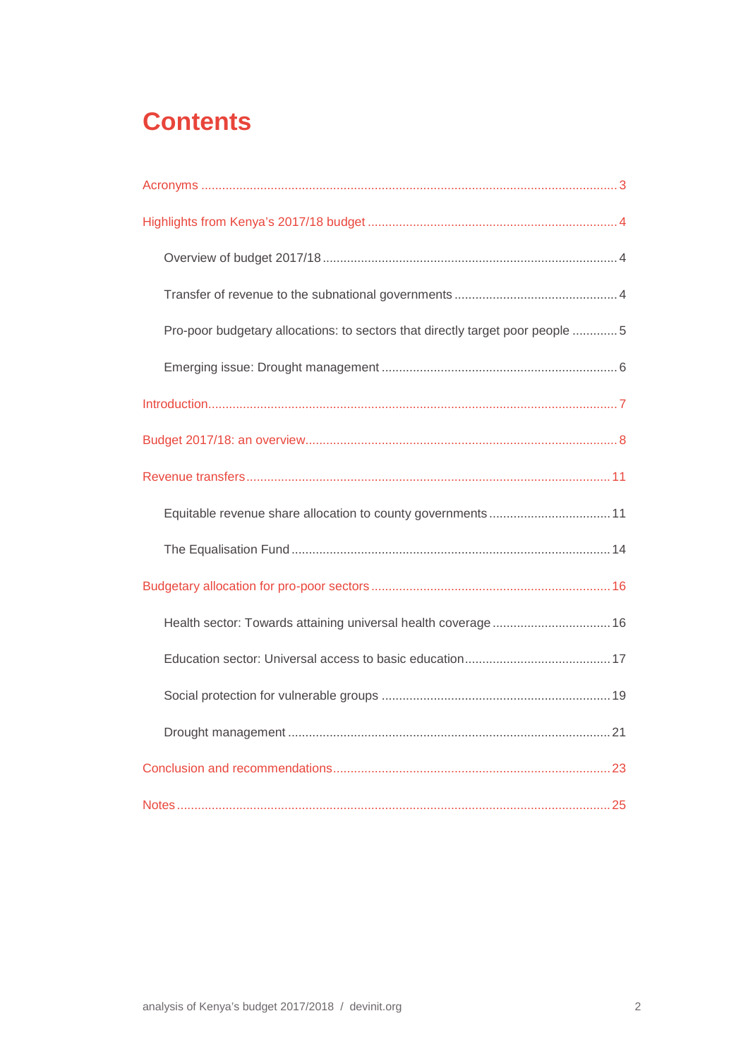# Contents

Acronyms ..... 3

Highlights from Kenya's 2017/18 budget ..... 4

- Overview of budget 2017/18 ..... 4
- Transfer of revenue to the subnational governments ..... 4
- Pro-poor budgetary allocations: to sectors that directly target poor people ..... 5
- Emerging issue: Drought management ..... 6

Introduction ..... 7

Budget 2017/18: an overview ..... 8

Revenue transfers ..... 11

- Equitable revenue share allocation to county governments ..... 11
- The Equalisation Fund ..... 14

Budgetary allocation for pro-poor sectors ..... 16

- Health sector: Towards attaining universal health coverage ..... 16
- Education sector: Universal access to basic education ..... 17
- Social protection for vulnerable groups ..... 19
- Drought management ..... 21

Conclusion and recommendations ..... 23

Notes ..... 25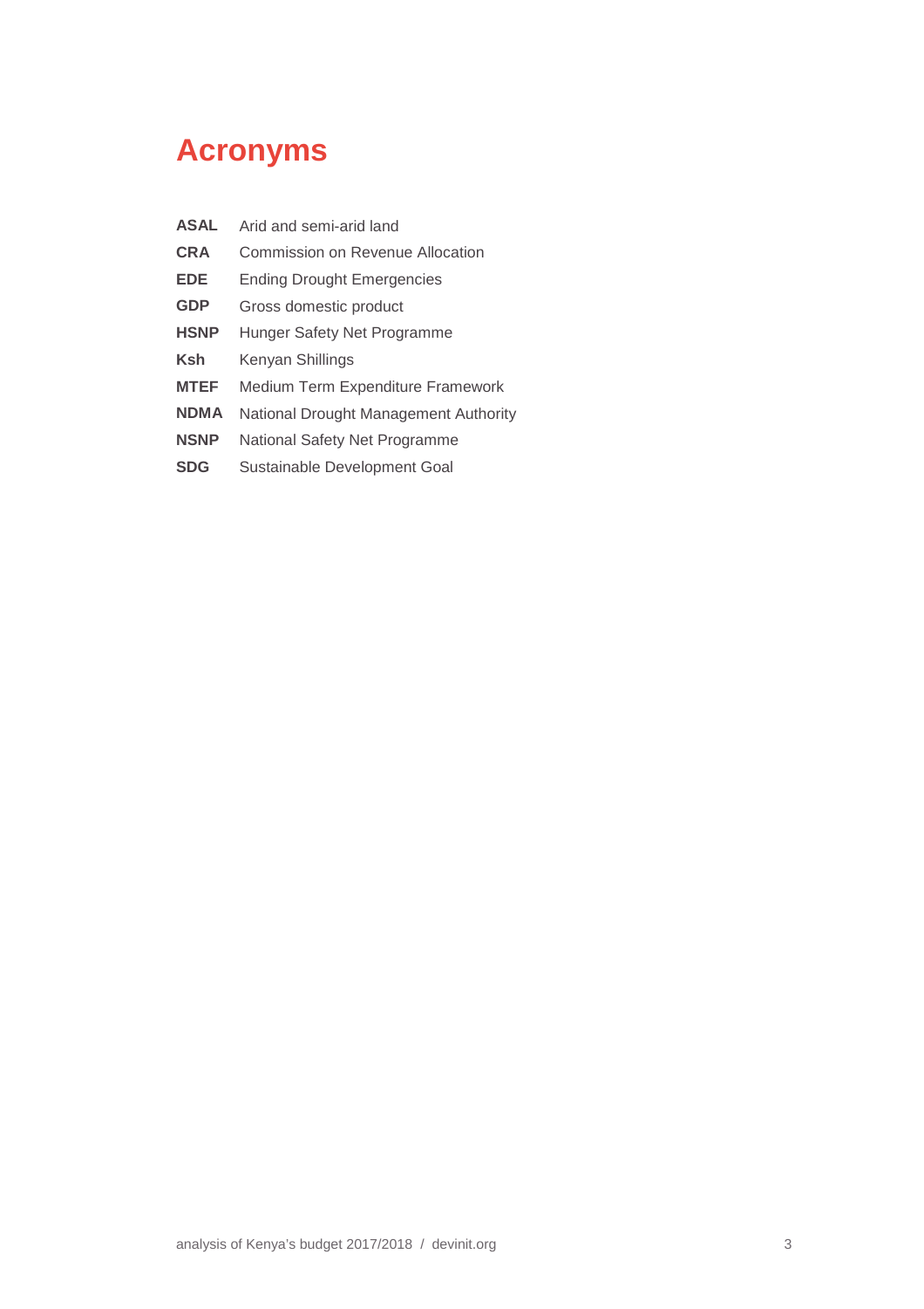# Acronyms

| | |
|---|---|
| **ASAL** | Arid and semi-arid land |
| **CRA** | Commission on Revenue Allocation |
| **EDE** | Ending Drought Emergencies |
| **GDP** | Gross domestic product |
| **HSNP** | Hunger Safety Net Programme |
| **Ksh** | Kenyan Shillings |
| **MTEF** | Medium Term Expenditure Framework |
| **NDMA** | National Drought Management Authority |
| **NSNP** | National Safety Net Programme |
| **SDG** | Sustainable Development Goal |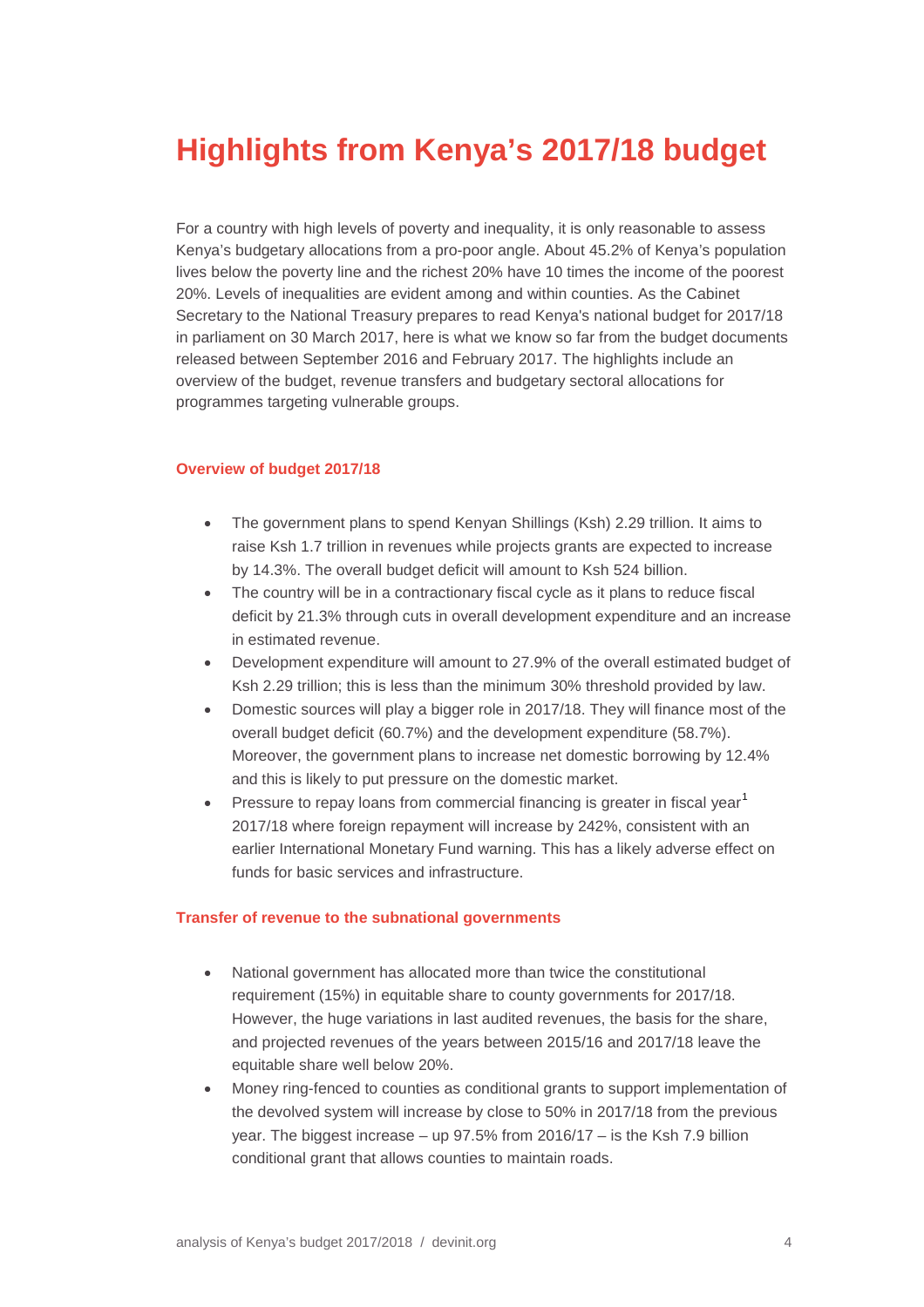# Highlights from Kenya's 2017/18 budget

For a country with high levels of poverty and inequality, it is only reasonable to assess Kenya's budgetary allocations from a pro-poor angle. About 45.2% of Kenya's population lives below the poverty line and the richest 20% have 10 times the income of the poorest 20%. Levels of inequalities are evident among and within counties. As the Cabinet Secretary to the National Treasury prepares to read Kenya's national budget for 2017/18 in parliament on 30 March 2017, here is what we know so far from the budget documents released between September 2016 and February 2017. The highlights include an overview of the budget, revenue transfers and budgetary sectoral allocations for programmes targeting vulnerable groups.

### Overview of budget 2017/18

- The government plans to spend Kenyan Shillings (Ksh) 2.29 trillion. It aims to raise Ksh 1.7 trillion in revenues while projects grants are expected to increase by 14.3%. The overall budget deficit will amount to Ksh 524 billion.
- The country will be in a contractionary fiscal cycle as it plans to reduce fiscal deficit by 21.3% through cuts in overall development expenditure and an increase in estimated revenue.
- Development expenditure will amount to 27.9% of the overall estimated budget of Ksh 2.29 trillion; this is less than the minimum 30% threshold provided by law.
- Domestic sources will play a bigger role in 2017/18. They will finance most of the overall budget deficit (60.7%) and the development expenditure (58.7%). Moreover, the government plans to increase net domestic borrowing by 12.4% and this is likely to put pressure on the domestic market.
- Pressure to repay loans from commercial financing is greater in fiscal year[1] 2017/18 where foreign repayment will increase by 242%, consistent with an earlier International Monetary Fund warning. This has a likely adverse effect on funds for basic services and infrastructure.

### Transfer of revenue to the subnational governments

- National government has allocated more than twice the constitutional requirement (15%) in equitable share to county governments for 2017/18. However, the huge variations in last audited revenues, the basis for the share, and projected revenues of the years between 2015/16 and 2017/18 leave the equitable share well below 20%.
- Money ring-fenced to counties as conditional grants to support implementation of the devolved system will increase by close to 50% in 2017/18 from the previous year. The biggest increase – up 97.5% from 2016/17 – is the Ksh 7.9 billion conditional grant that allows counties to maintain roads.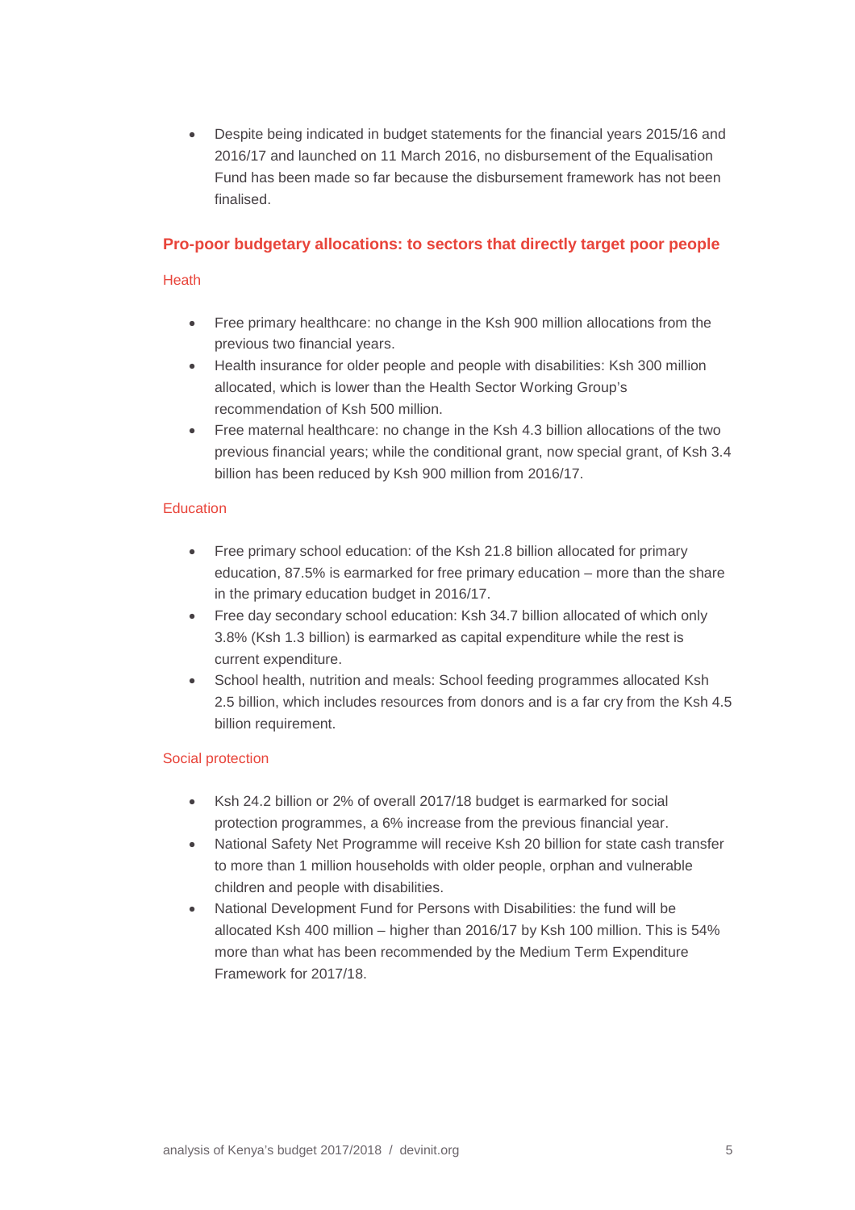- Despite being indicated in budget statements for the financial years 2015/16 and 2016/17 and launched on 11 March 2016, no disbursement of the Equalisation Fund has been made so far because the disbursement framework has not been finalised.

### Pro-poor budgetary allocations: to sectors that directly target poor people

#### Heath

- Free primary healthcare: no change in the Ksh 900 million allocations from the previous two financial years.
- Health insurance for older people and people with disabilities: Ksh 300 million allocated, which is lower than the Health Sector Working Group's recommendation of Ksh 500 million.
- Free maternal healthcare: no change in the Ksh 4.3 billion allocations of the two previous financial years; while the conditional grant, now special grant, of Ksh 3.4 billion has been reduced by Ksh 900 million from 2016/17.

#### Education

- Free primary school education: of the Ksh 21.8 billion allocated for primary education, 87.5% is earmarked for free primary education – more than the share in the primary education budget in 2016/17.
- Free day secondary school education: Ksh 34.7 billion allocated of which only 3.8% (Ksh 1.3 billion) is earmarked as capital expenditure while the rest is current expenditure.
- School health, nutrition and meals: School feeding programmes allocated Ksh 2.5 billion, which includes resources from donors and is a far cry from the Ksh 4.5 billion requirement.

#### Social protection

- Ksh 24.2 billion or 2% of overall 2017/18 budget is earmarked for social protection programmes, a 6% increase from the previous financial year.
- National Safety Net Programme will receive Ksh 20 billion for state cash transfer to more than 1 million households with older people, orphan and vulnerable children and people with disabilities.
- National Development Fund for Persons with Disabilities: the fund will be allocated Ksh 400 million – higher than 2016/17 by Ksh 100 million. This is 54% more than what has been recommended by the Medium Term Expenditure Framework for 2017/18.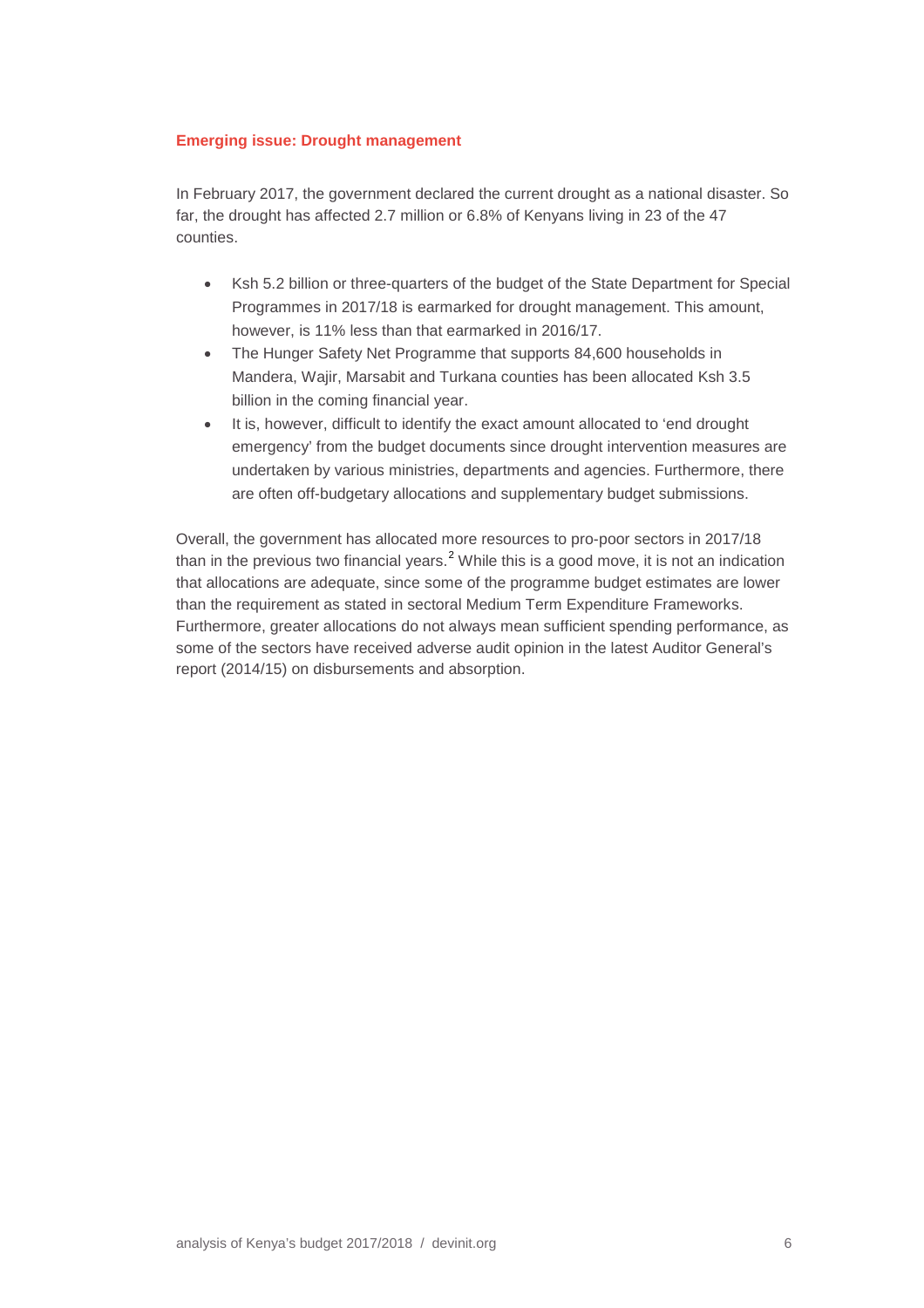### Emerging issue: Drought management

In February 2017, the government declared the current drought as a national disaster. So far, the drought has affected 2.7 million or 6.8% of Kenyans living in 23 of the 47 counties.

- Ksh 5.2 billion or three-quarters of the budget of the State Department for Special Programmes in 2017/18 is earmarked for drought management. This amount, however, is 11% less than that earmarked in 2016/17.
- The Hunger Safety Net Programme that supports 84,600 households in Mandera, Wajir, Marsabit and Turkana counties has been allocated Ksh 3.5 billion in the coming financial year.
- It is, however, difficult to identify the exact amount allocated to 'end drought emergency' from the budget documents since drought intervention measures are undertaken by various ministries, departments and agencies. Furthermore, there are often off-budgetary allocations and supplementary budget submissions.

Overall, the government has allocated more resources to pro-poor sectors in 2017/18 than in the previous two financial years.[2] While this is a good move, it is not an indication that allocations are adequate, since some of the programme budget estimates are lower than the requirement as stated in sectoral Medium Term Expenditure Frameworks. Furthermore, greater allocations do not always mean sufficient spending performance, as some of the sectors have received adverse audit opinion in the latest Auditor General's report (2014/15) on disbursements and absorption.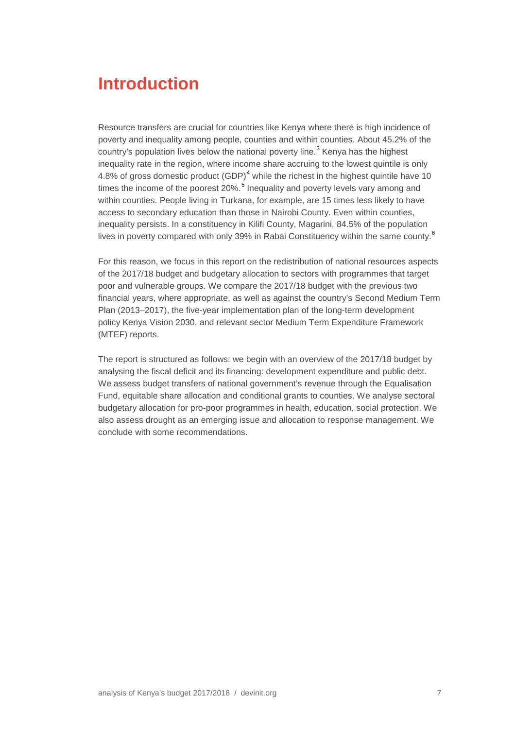# Introduction

Resource transfers are crucial for countries like Kenya where there is high incidence of poverty and inequality among people, counties and within counties. About 45.2% of the country's population lives below the national poverty line.[3] Kenya has the highest inequality rate in the region, where income share accruing to the lowest quintile is only 4.8% of gross domestic product (GDP)[4] while the richest in the highest quintile have 10 times the income of the poorest 20%.[5] Inequality and poverty levels vary among and within counties. People living in Turkana, for example, are 15 times less likely to have access to secondary education than those in Nairobi County. Even within counties, inequality persists. In a constituency in Kilifi County, Magarini, 84.5% of the population lives in poverty compared with only 39% in Rabai Constituency within the same county.[6]

For this reason, we focus in this report on the redistribution of national resources aspects of the 2017/18 budget and budgetary allocation to sectors with programmes that target poor and vulnerable groups. We compare the 2017/18 budget with the previous two financial years, where appropriate, as well as against the country's Second Medium Term Plan (2013–2017), the five-year implementation plan of the long-term development policy Kenya Vision 2030, and relevant sector Medium Term Expenditure Framework (MTEF) reports.

The report is structured as follows: we begin with an overview of the 2017/18 budget by analysing the fiscal deficit and its financing: development expenditure and public debt. We assess budget transfers of national government's revenue through the Equalisation Fund, equitable share allocation and conditional grants to counties. We analyse sectoral budgetary allocation for pro-poor programmes in health, education, social protection. We also assess drought as an emerging issue and allocation to response management. We conclude with some recommendations.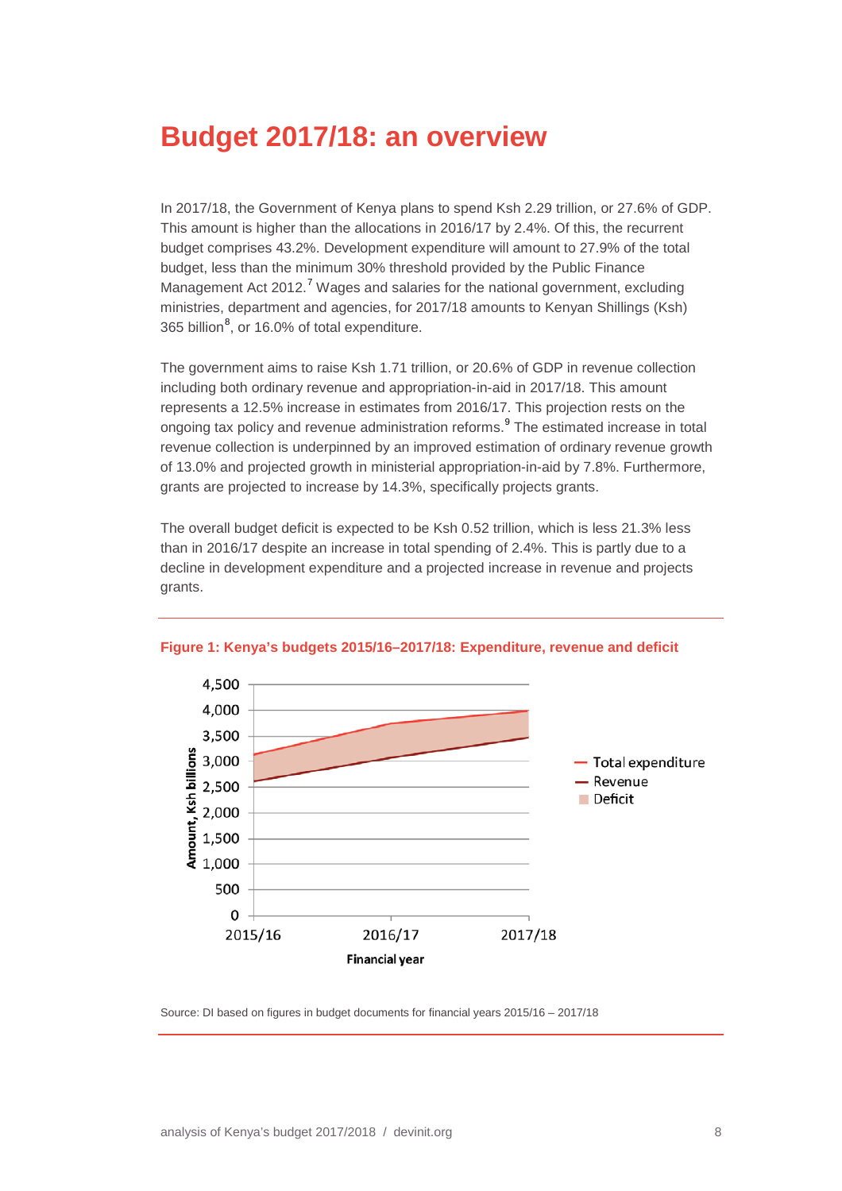# Budget 2017/18: an overview

In 2017/18, the Government of Kenya plans to spend Ksh 2.29 trillion, or 27.6% of GDP. This amount is higher than the allocations in 2016/17 by 2.4%. Of this, the recurrent budget comprises 43.2%. Development expenditure will amount to 27.9% of the total budget, less than the minimum 30% threshold provided by the Public Finance Management Act 2012.[7] Wages and salaries for the national government, excluding ministries, department and agencies, for 2017/18 amounts to Kenyan Shillings (Ksh) 365 billion[8], or 16.0% of total expenditure.

The government aims to raise Ksh 1.71 trillion, or 20.6% of GDP in revenue collection including both ordinary revenue and appropriation-in-aid in 2017/18. This amount represents a 12.5% increase in estimates from 2016/17. This projection rests on the ongoing tax policy and revenue administration reforms.[9] The estimated increase in total revenue collection is underpinned by an improved estimation of ordinary revenue growth of 13.0% and projected growth in ministerial appropriation-in-aid by 7.8%. Furthermore, grants are projected to increase by 14.3%, specifically projects grants.

The overall budget deficit is expected to be Ksh 0.52 trillion, which is less 21.3% less than in 2016/17 despite an increase in total spending of 2.4%. This is partly due to a decline in development expenditure and a projected increase in revenue and projects grants.

**Figure 1: Kenya's budgets 2015/16–2017/18: Expenditure, revenue and deficit**

Source: DI based on figures in budget documents for financial years 2015/16 – 2017/18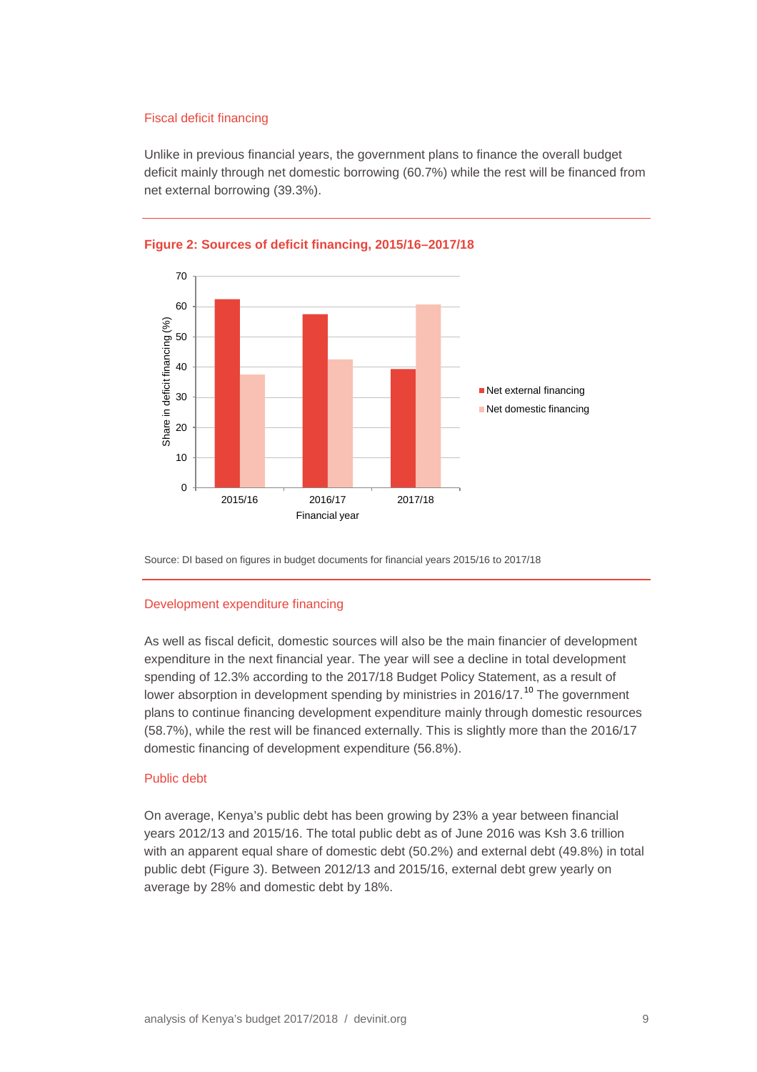### Fiscal deficit financing

Unlike in previous financial years, the government plans to finance the overall budget deficit mainly through net domestic borrowing (60.7%) while the rest will be financed from net external borrowing (39.3%).

**Figure 2: Sources of deficit financing, 2015/16–2017/18**

Source: DI based on figures in budget documents for financial years 2015/16 to 2017/18

### Development expenditure financing

As well as fiscal deficit, domestic sources will also be the main financier of development expenditure in the next financial year. The year will see a decline in total development spending of 12.3% according to the 2017/18 Budget Policy Statement, as a result of lower absorption in development spending by ministries in 2016/17.[10] The government plans to continue financing development expenditure mainly through domestic resources (58.7%), while the rest will be financed externally. This is slightly more than the 2016/17 domestic financing of development expenditure (56.8%).

### Public debt

On average, Kenya's public debt has been growing by 23% a year between financial years 2012/13 and 2015/16. The total public debt as of June 2016 was Ksh 3.6 trillion with an apparent equal share of domestic debt (50.2%) and external debt (49.8%) in total public debt (Figure 3). Between 2012/13 and 2015/16, external debt grew yearly on average by 28% and domestic debt by 18%.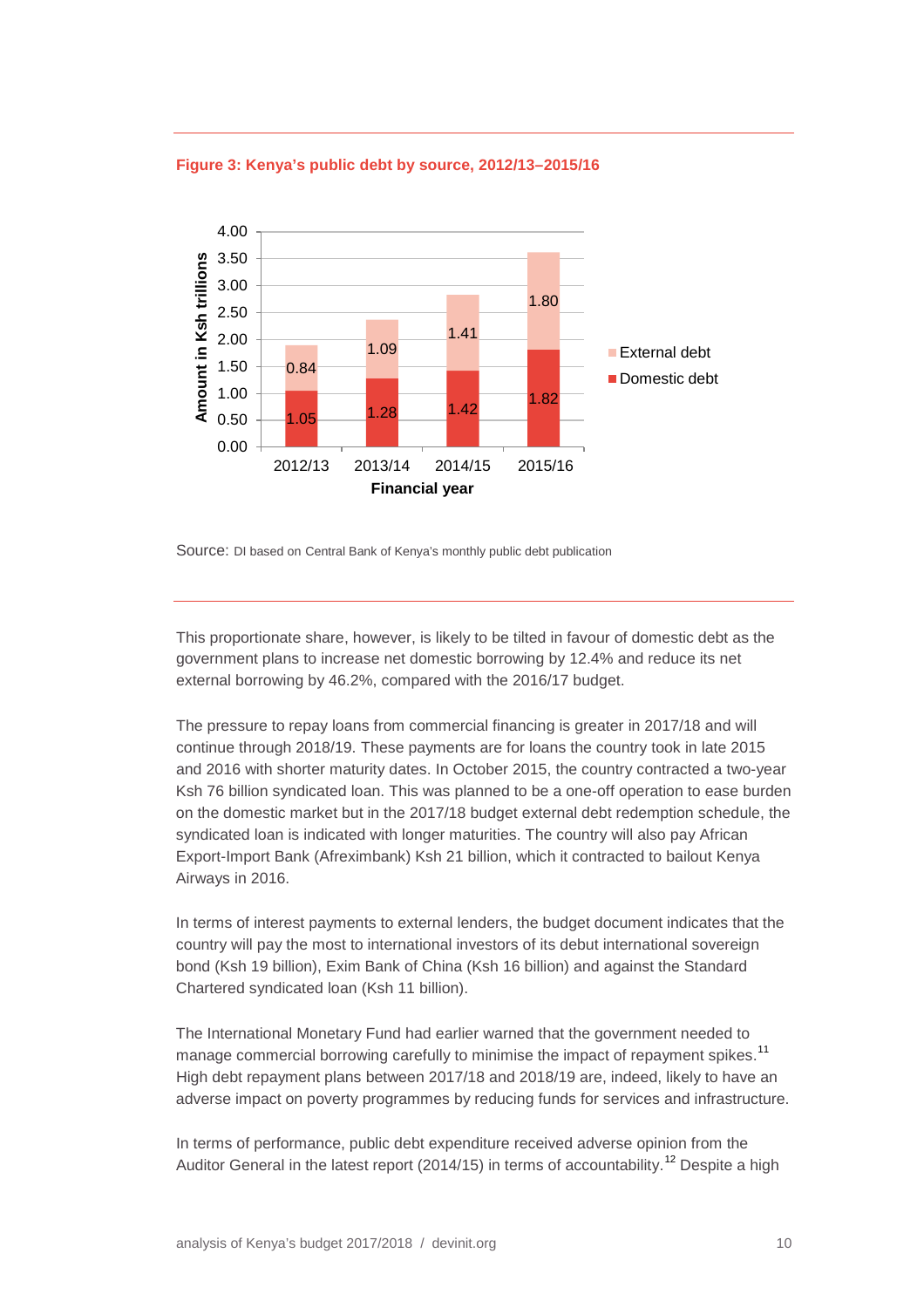**Figure 3: Kenya's public debt by source, 2012/13–2015/16**

| Financial year | Domestic debt (Ksh trillions) | External debt (Ksh trillions) |
|---|---|---|
| 2012/13 | 1.05 | 0.84 |
| 2013/14 | 1.28 | 1.09 |
| 2014/15 | 1.42 | 1.41 |
| 2015/16 | 1.82 | 1.80 |

Source: DI based on Central Bank of Kenya's monthly public debt publication

This proportionate share, however, is likely to be tilted in favour of domestic debt as the government plans to increase net domestic borrowing by 12.4% and reduce its net external borrowing by 46.2%, compared with the 2016/17 budget.

The pressure to repay loans from commercial financing is greater in 2017/18 and will continue through 2018/19. These payments are for loans the country took in late 2015 and 2016 with shorter maturity dates. In October 2015, the country contracted a two-year Ksh 76 billion syndicated loan. This was planned to be a one-off operation to ease burden on the domestic market but in the 2017/18 budget external debt redemption schedule, the syndicated loan is indicated with longer maturities. The country will also pay African Export-Import Bank (Afreximbank) Ksh 21 billion, which it contracted to bailout Kenya Airways in 2016.

In terms of interest payments to external lenders, the budget document indicates that the country will pay the most to international investors of its debut international sovereign bond (Ksh 19 billion), Exim Bank of China (Ksh 16 billion) and against the Standard Chartered syndicated loan (Ksh 11 billion).

The International Monetary Fund had earlier warned that the government needed to manage commercial borrowing carefully to minimise the impact of repayment spikes.[11] High debt repayment plans between 2017/18 and 2018/19 are, indeed, likely to have an adverse impact on poverty programmes by reducing funds for services and infrastructure.

In terms of performance, public debt expenditure received adverse opinion from the Auditor General in the latest report (2014/15) in terms of accountability.[12] Despite a high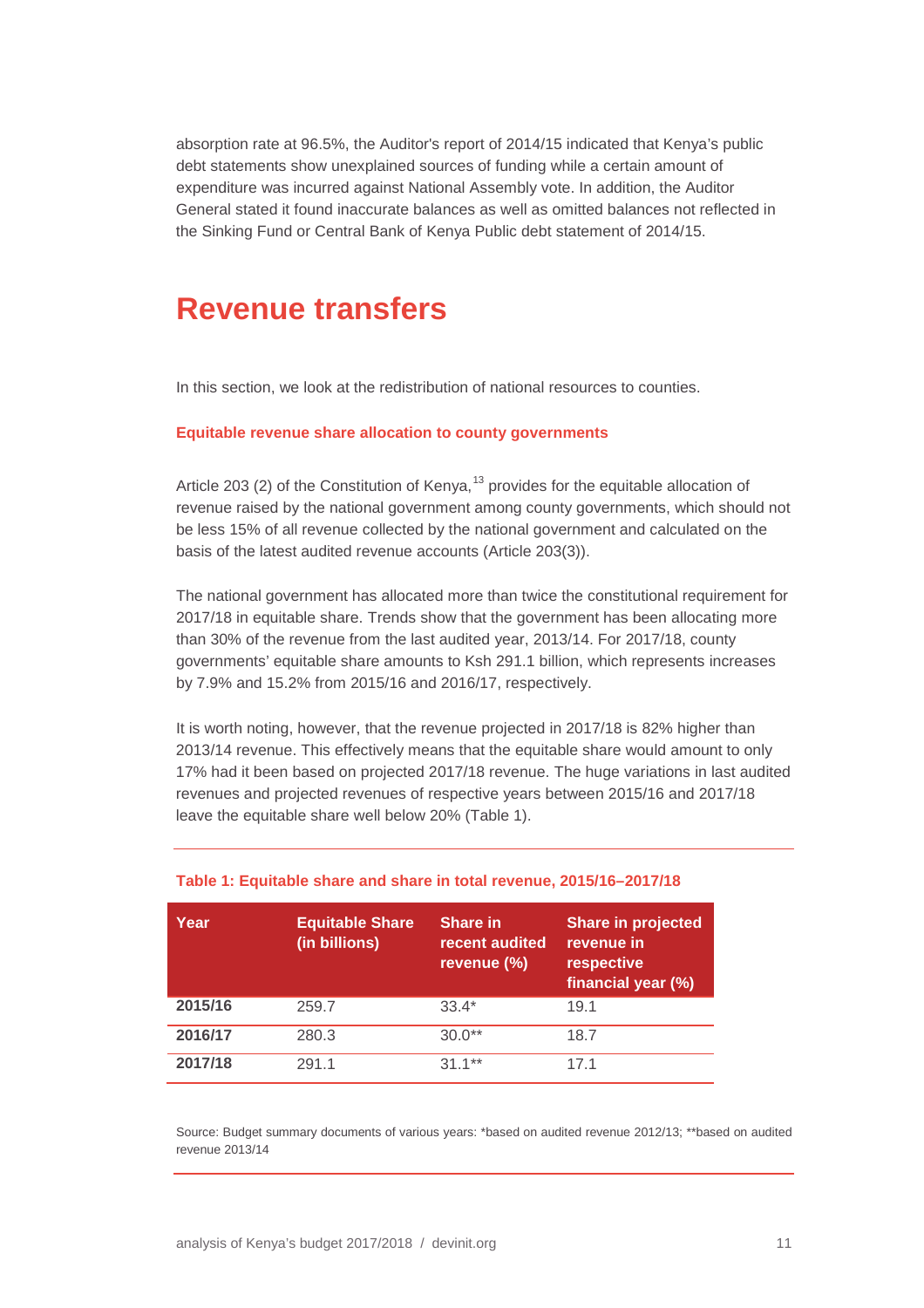absorption rate at 96.5%, the Auditor's report of 2014/15 indicated that Kenya's public debt statements show unexplained sources of funding while a certain amount of expenditure was incurred against National Assembly vote. In addition, the Auditor General stated it found inaccurate balances as well as omitted balances not reflected in the Sinking Fund or Central Bank of Kenya Public debt statement of 2014/15.

# Revenue transfers

In this section, we look at the redistribution of national resources to counties.

### Equitable revenue share allocation to county governments

Article 203 (2) of the Constitution of Kenya,[13] provides for the equitable allocation of revenue raised by the national government among county governments, which should not be less 15% of all revenue collected by the national government and calculated on the basis of the latest audited revenue accounts (Article 203(3)).

The national government has allocated more than twice the constitutional requirement for 2017/18 in equitable share. Trends show that the government has been allocating more than 30% of the revenue from the last audited year, 2013/14. For 2017/18, county governments' equitable share amounts to Ksh 291.1 billion, which represents increases by 7.9% and 15.2% from 2015/16 and 2016/17, respectively.

It is worth noting, however, that the revenue projected in 2017/18 is 82% higher than 2013/14 revenue. This effectively means that the equitable share would amount to only 17% had it been based on projected 2017/18 revenue. The huge variations in last audited revenues and projected revenues of respective years between 2015/16 and 2017/18 leave the equitable share well below 20% (Table 1).

**Table 1: Equitable share and share in total revenue, 2015/16–2017/18**

| Year | Equitable Share (in billions) | Share in recent audited revenue (%) | Share in projected revenue in respective financial year (%) |
|---|---|---|---|
| **2015/16** | 259.7 | 33.4* | 19.1 |
| **2016/17** | 280.3 | 30.0** | 18.7 |
| **2017/18** | 291.1 | 31.1** | 17.1 |

Source: Budget summary documents of various years: *based on audited revenue 2012/13; **based on audited revenue 2013/14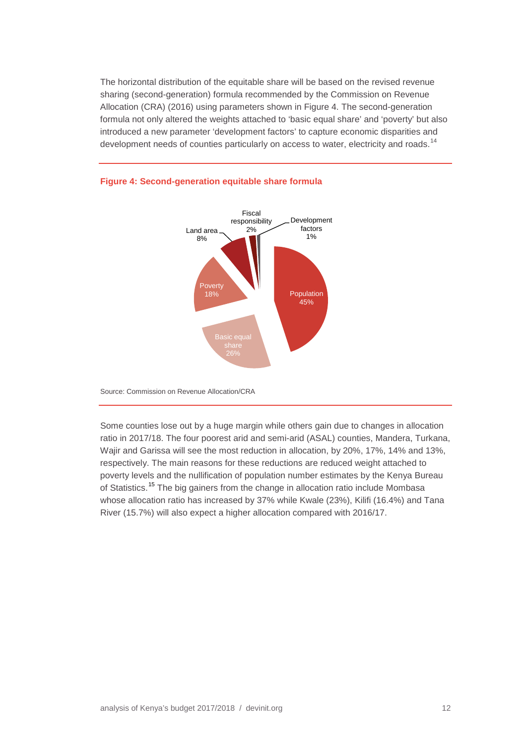The horizontal distribution of the equitable share will be based on the revised revenue sharing (second-generation) formula recommended by the Commission on Revenue Allocation (CRA) (2016) using parameters shown in Figure 4. The second-generation formula not only altered the weights attached to 'basic equal share' and 'poverty' but also introduced a new parameter 'development factors' to capture economic disparities and development needs of counties particularly on access to water, electricity and roads.[14]

**Figure 4: Second-generation equitable share formula**

| Parameter | Share |
| --- | --- |
| Population | 45% |
| Basic equal share | 26% |
| Poverty | 18% |
| Land area | 8% |
| Fiscal responsibility | 2% |
| Development factors | 1% |

Source: Commission on Revenue Allocation/CRA

Some counties lose out by a huge margin while others gain due to changes in allocation ratio in 2017/18. The four poorest arid and semi-arid (ASAL) counties, Mandera, Turkana, Wajir and Garissa will see the most reduction in allocation, by 20%, 17%, 14% and 13%, respectively. The main reasons for these reductions are reduced weight attached to poverty levels and the nullification of population number estimates by the Kenya Bureau of Statistics.[15] The big gainers from the change in allocation ratio include Mombasa whose allocation ratio has increased by 37% while Kwale (23%), Kilifi (16.4%) and Tana River (15.7%) will also expect a higher allocation compared with 2016/17.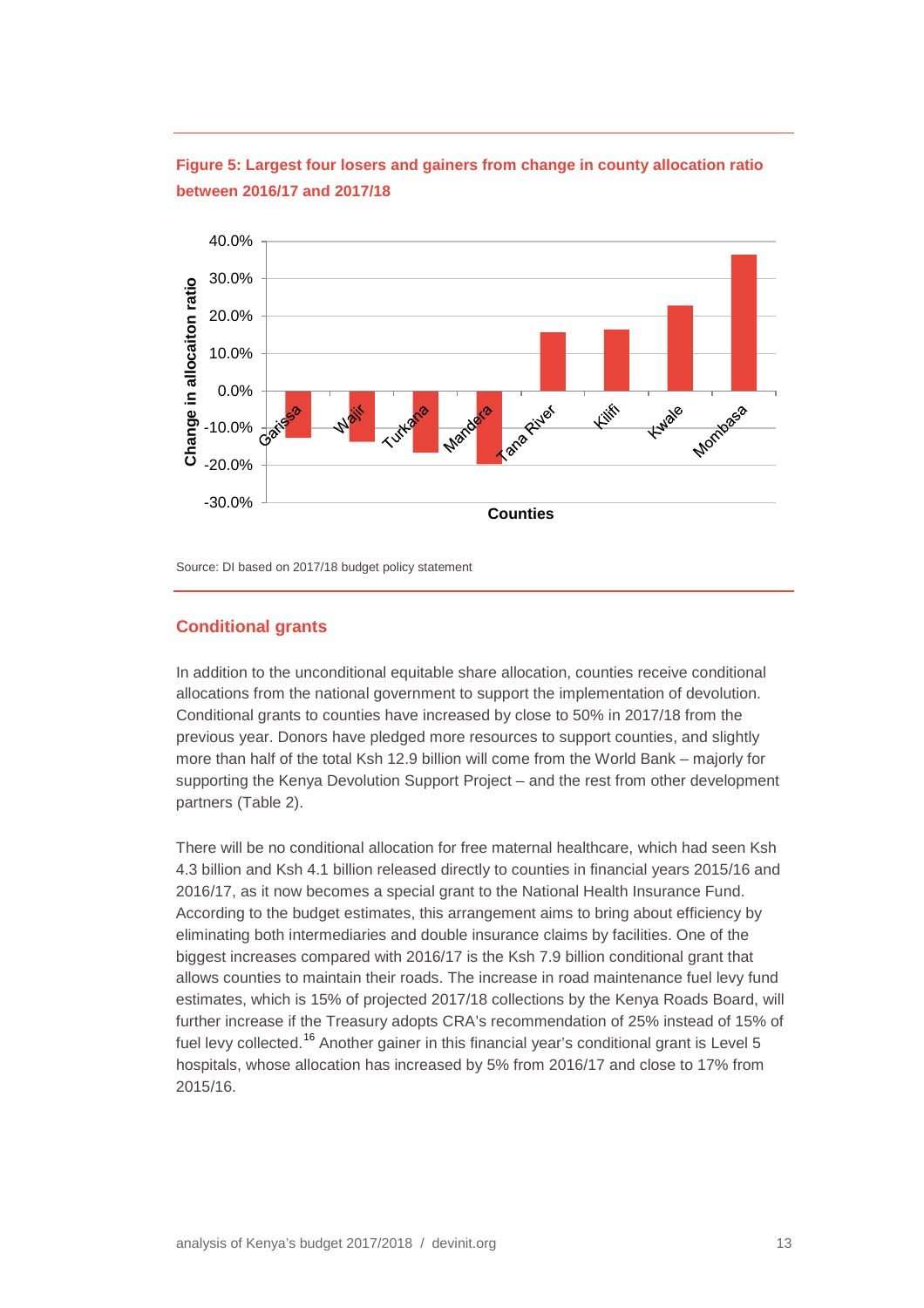**Figure 5: Largest four losers and gainers from change in county allocation ratio between 2016/17 and 2017/18**

Source: DI based on 2017/18 budget policy statement

## Conditional grants

In addition to the unconditional equitable share allocation, counties receive conditional allocations from the national government to support the implementation of devolution. Conditional grants to counties have increased by close to 50% in 2017/18 from the previous year. Donors have pledged more resources to support counties, and slightly more than half of the total Ksh 12.9 billion will come from the World Bank – majorly for supporting the Kenya Devolution Support Project – and the rest from other development partners (Table 2).

There will be no conditional allocation for free maternal healthcare, which had seen Ksh 4.3 billion and Ksh 4.1 billion released directly to counties in financial years 2015/16 and 2016/17, as it now becomes a special grant to the National Health Insurance Fund. According to the budget estimates, this arrangement aims to bring about efficiency by eliminating both intermediaries and double insurance claims by facilities. One of the biggest increases compared with 2016/17 is the Ksh 7.9 billion conditional grant that allows counties to maintain their roads. The increase in road maintenance fuel levy fund estimates, which is 15% of projected 2017/18 collections by the Kenya Roads Board, will further increase if the Treasury adopts CRA's recommendation of 25% instead of 15% of fuel levy collected.[16] Another gainer in this financial year's conditional grant is Level 5 hospitals, whose allocation has increased by 5% from 2016/17 and close to 17% from 2015/16.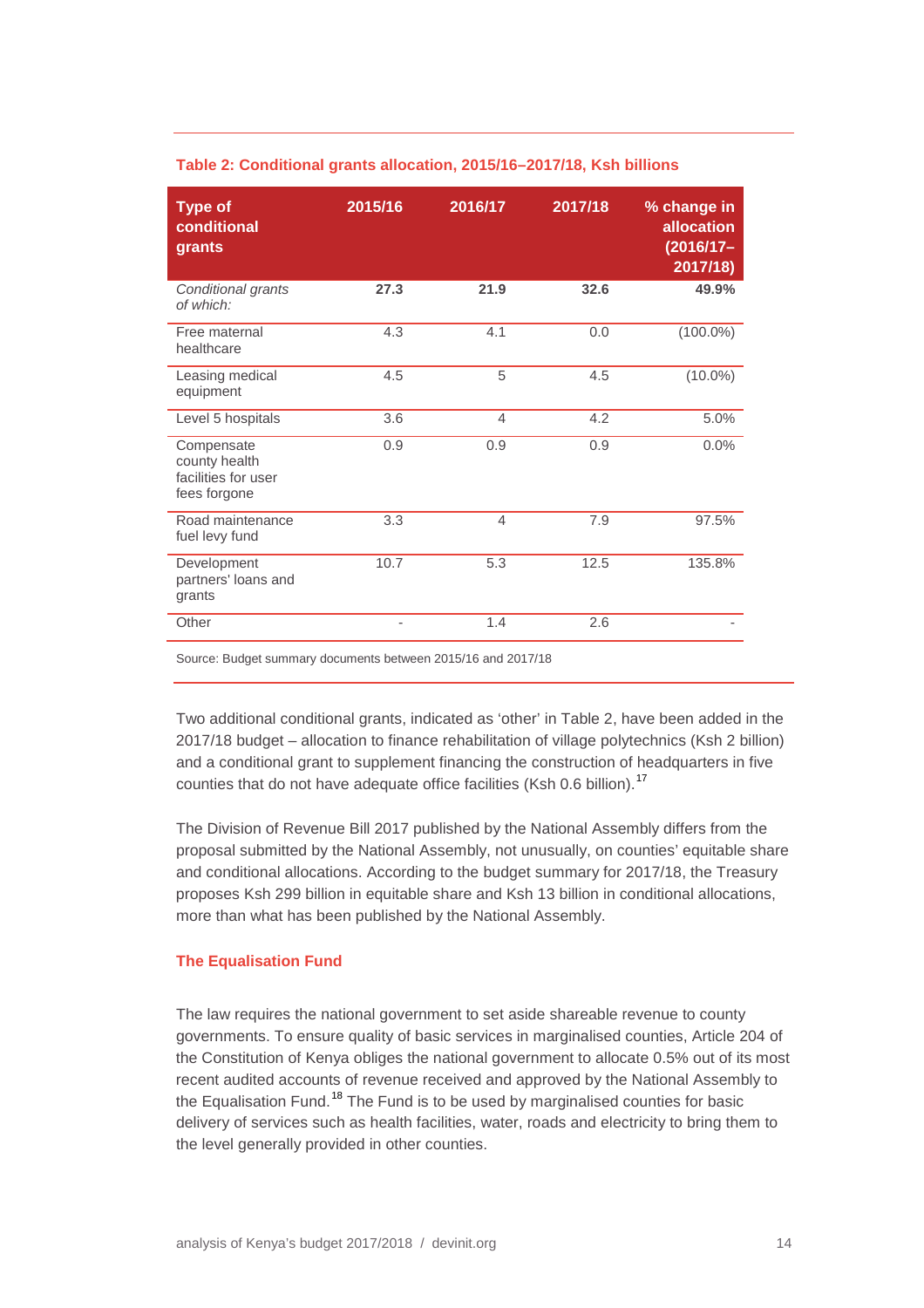**Table 2: Conditional grants allocation, 2015/16–2017/18, Ksh billions**

| Type of conditional grants | 2015/16 | 2016/17 | 2017/18 | % change in allocation (2016/17–2017/18) |
|---|---|---|---|---|
| *Conditional grants of which:* | **27.3** | **21.9** | **32.6** | **49.9%** |
| Free maternal healthcare | 4.3 | 4.1 | 0.0 | (100.0%) |
| Leasing medical equipment | 4.5 | 5 | 4.5 | (10.0%) |
| Level 5 hospitals | 3.6 | 4 | 4.2 | 5.0% |
| Compensate county health facilities for user fees forgone | 0.9 | 0.9 | 0.9 | 0.0% |
| Road maintenance fuel levy fund | 3.3 | 4 | 7.9 | 97.5% |
| Development partners' loans and grants | 10.7 | 5.3 | 12.5 | 135.8% |
| Other | - | 1.4 | 2.6 | - |

Source: Budget summary documents between 2015/16 and 2017/18

Two additional conditional grants, indicated as 'other' in Table 2, have been added in the 2017/18 budget – allocation to finance rehabilitation of village polytechnics (Ksh 2 billion) and a conditional grant to supplement financing the construction of headquarters in five counties that do not have adequate office facilities (Ksh 0.6 billion).[17]

The Division of Revenue Bill 2017 published by the National Assembly differs from the proposal submitted by the National Assembly, not unusually, on counties' equitable share and conditional allocations. According to the budget summary for 2017/18, the Treasury proposes Ksh 299 billion in equitable share and Ksh 13 billion in conditional allocations, more than what has been published by the National Assembly.

### The Equalisation Fund

The law requires the national government to set aside shareable revenue to county governments. To ensure quality of basic services in marginalised counties, Article 204 of the Constitution of Kenya obliges the national government to allocate 0.5% out of its most recent audited accounts of revenue received and approved by the National Assembly to the Equalisation Fund.[18] The Fund is to be used by marginalised counties for basic delivery of services such as health facilities, water, roads and electricity to bring them to the level generally provided in other counties.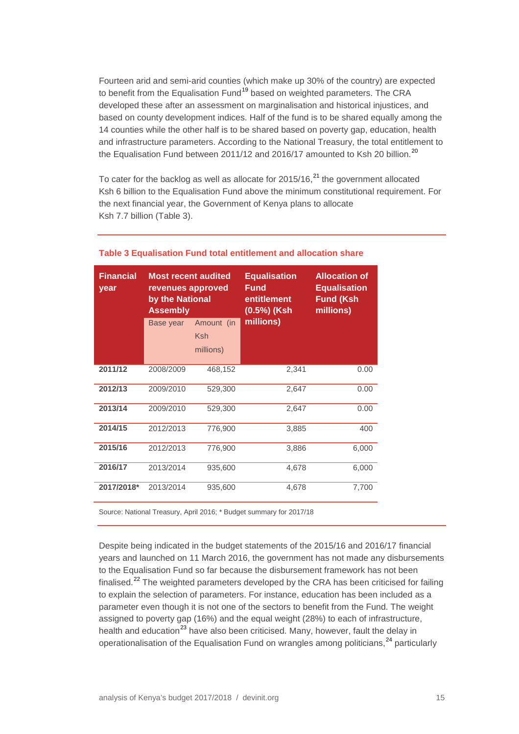Fourteen arid and semi-arid counties (which make up 30% of the country) are expected to benefit from the Equalisation Fund[19] based on weighted parameters. The CRA developed these after an assessment on marginalisation and historical injustices, and based on county development indices. Half of the fund is to be shared equally among the 14 counties while the other half is to be shared based on poverty gap, education, health and infrastructure parameters. According to the National Treasury, the total entitlement to the Equalisation Fund between 2011/12 and 2016/17 amounted to Ksh 20 billion.[20]

To cater for the backlog as well as allocate for 2015/16,[21] the government allocated Ksh 6 billion to the Equalisation Fund above the minimum constitutional requirement. For the next financial year, the Government of Kenya plans to allocate Ksh 7.7 billion (Table 3).

**Table 3 Equalisation Fund total entitlement and allocation share**

| Financial year | Most recent audited revenues approved by the National Assembly | | Equalisation Fund entitlement (0.5%) (Ksh millions) | Allocation of Equalisation Fund (Ksh millions) |
|---|---|---|---|---|
| | Base year | Amount (in Ksh millions) | | |
| **2011/12** | 2008/2009 | 468,152 | 2,341 | 0.00 |
| **2012/13** | 2009/2010 | 529,300 | 2,647 | 0.00 |
| **2013/14** | 2009/2010 | 529,300 | 2,647 | 0.00 |
| **2014/15** | 2012/2013 | 776,900 | 3,885 | 400 |
| **2015/16** | 2012/2013 | 776,900 | 3,886 | 6,000 |
| **2016/17** | 2013/2014 | 935,600 | 4,678 | 6,000 |
| **2017/2018*** | 2013/2014 | 935,600 | 4,678 | 7,700 |

Source: National Treasury, April 2016; * Budget summary for 2017/18

Despite being indicated in the budget statements of the 2015/16 and 2016/17 financial years and launched on 11 March 2016, the government has not made any disbursements to the Equalisation Fund so far because the disbursement framework has not been finalised.[22] The weighted parameters developed by the CRA has been criticised for failing to explain the selection of parameters. For instance, education has been included as a parameter even though it is not one of the sectors to benefit from the Fund. The weight assigned to poverty gap (16%) and the equal weight (28%) to each of infrastructure, health and education[23] have also been criticised. Many, however, fault the delay in operationalisation of the Equalisation Fund on wrangles among politicians,[24] particularly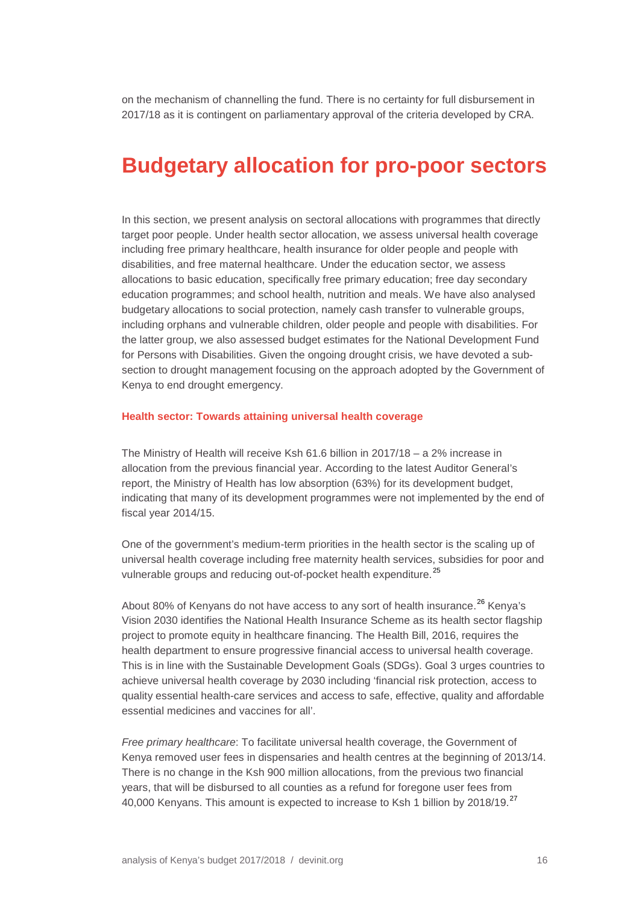on the mechanism of channelling the fund. There is no certainty for full disbursement in 2017/18 as it is contingent on parliamentary approval of the criteria developed by CRA.

# Budgetary allocation for pro-poor sectors

In this section, we present analysis on sectoral allocations with programmes that directly target poor people. Under health sector allocation, we assess universal health coverage including free primary healthcare, health insurance for older people and people with disabilities, and free maternal healthcare. Under the education sector, we assess allocations to basic education, specifically free primary education; free day secondary education programmes; and school health, nutrition and meals. We have also analysed budgetary allocations to social protection, namely cash transfer to vulnerable groups, including orphans and vulnerable children, older people and people with disabilities. For the latter group, we also assessed budget estimates for the National Development Fund for Persons with Disabilities. Given the ongoing drought crisis, we have devoted a sub-section to drought management focusing on the approach adopted by the Government of Kenya to end drought emergency.

### Health sector: Towards attaining universal health coverage

The Ministry of Health will receive Ksh 61.6 billion in 2017/18 – a 2% increase in allocation from the previous financial year. According to the latest Auditor General's report, the Ministry of Health has low absorption (63%) for its development budget, indicating that many of its development programmes were not implemented by the end of fiscal year 2014/15.

One of the government's medium-term priorities in the health sector is the scaling up of universal health coverage including free maternity health services, subsidies for poor and vulnerable groups and reducing out-of-pocket health expenditure.[25]

About 80% of Kenyans do not have access to any sort of health insurance.[26] Kenya's Vision 2030 identifies the National Health Insurance Scheme as its health sector flagship project to promote equity in healthcare financing. The Health Bill, 2016, requires the health department to ensure progressive financial access to universal health coverage. This is in line with the Sustainable Development Goals (SDGs). Goal 3 urges countries to achieve universal health coverage by 2030 including 'financial risk protection, access to quality essential health-care services and access to safe, effective, quality and affordable essential medicines and vaccines for all'.

*Free primary healthcare*: To facilitate universal health coverage, the Government of Kenya removed user fees in dispensaries and health centres at the beginning of 2013/14. There is no change in the Ksh 900 million allocations, from the previous two financial years, that will be disbursed to all counties as a refund for foregone user fees from 40,000 Kenyans. This amount is expected to increase to Ksh 1 billion by 2018/19.[27]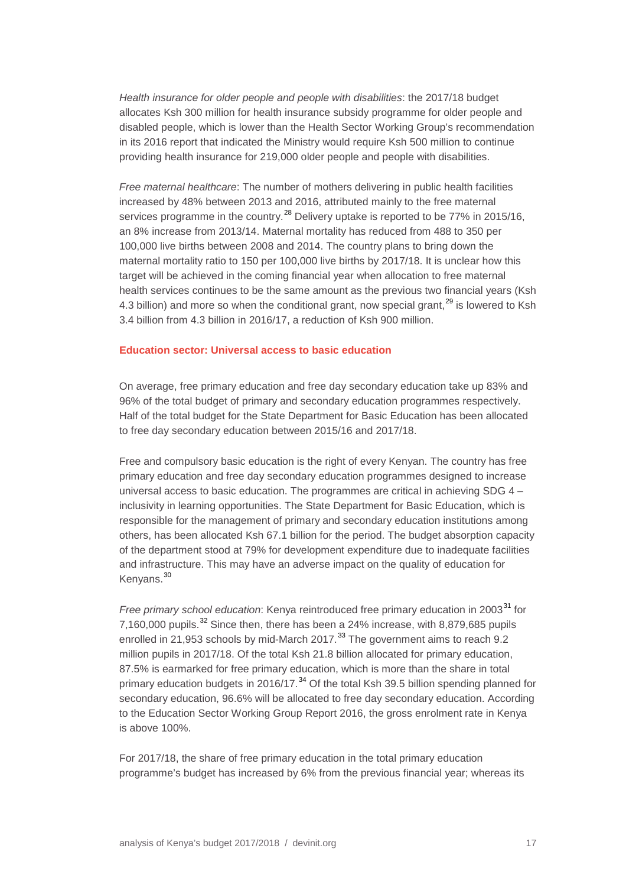*Health insurance for older people and people with disabilities*: the 2017/18 budget allocates Ksh 300 million for health insurance subsidy programme for older people and disabled people, which is lower than the Health Sector Working Group's recommendation in its 2016 report that indicated the Ministry would require Ksh 500 million to continue providing health insurance for 219,000 older people and people with disabilities.

*Free maternal healthcare*: The number of mothers delivering in public health facilities increased by 48% between 2013 and 2016, attributed mainly to the free maternal services programme in the country.[28] Delivery uptake is reported to be 77% in 2015/16, an 8% increase from 2013/14. Maternal mortality has reduced from 488 to 350 per 100,000 live births between 2008 and 2014. The country plans to bring down the maternal mortality ratio to 150 per 100,000 live births by 2017/18. It is unclear how this target will be achieved in the coming financial year when allocation to free maternal health services continues to be the same amount as the previous two financial years (Ksh 4.3 billion) and more so when the conditional grant, now special grant,[29] is lowered to Ksh 3.4 billion from 4.3 billion in 2016/17, a reduction of Ksh 900 million.

### Education sector: Universal access to basic education

On average, free primary education and free day secondary education take up 83% and 96% of the total budget of primary and secondary education programmes respectively. Half of the total budget for the State Department for Basic Education has been allocated to free day secondary education between 2015/16 and 2017/18.

Free and compulsory basic education is the right of every Kenyan. The country has free primary education and free day secondary education programmes designed to increase universal access to basic education. The programmes are critical in achieving SDG 4 – inclusivity in learning opportunities. The State Department for Basic Education, which is responsible for the management of primary and secondary education institutions among others, has been allocated Ksh 67.1 billion for the period. The budget absorption capacity of the department stood at 79% for development expenditure due to inadequate facilities and infrastructure. This may have an adverse impact on the quality of education for Kenyans.[30]

*Free primary school education*: Kenya reintroduced free primary education in 2003[31] for 7,160,000 pupils.[32] Since then, there has been a 24% increase, with 8,879,685 pupils enrolled in 21,953 schools by mid-March 2017.[33] The government aims to reach 9.2 million pupils in 2017/18. Of the total Ksh 21.8 billion allocated for primary education, 87.5% is earmarked for free primary education, which is more than the share in total primary education budgets in 2016/17.[34] Of the total Ksh 39.5 billion spending planned for secondary education, 96.6% will be allocated to free day secondary education. According to the Education Sector Working Group Report 2016, the gross enrolment rate in Kenya is above 100%.

For 2017/18, the share of free primary education in the total primary education programme's budget has increased by 6% from the previous financial year; whereas its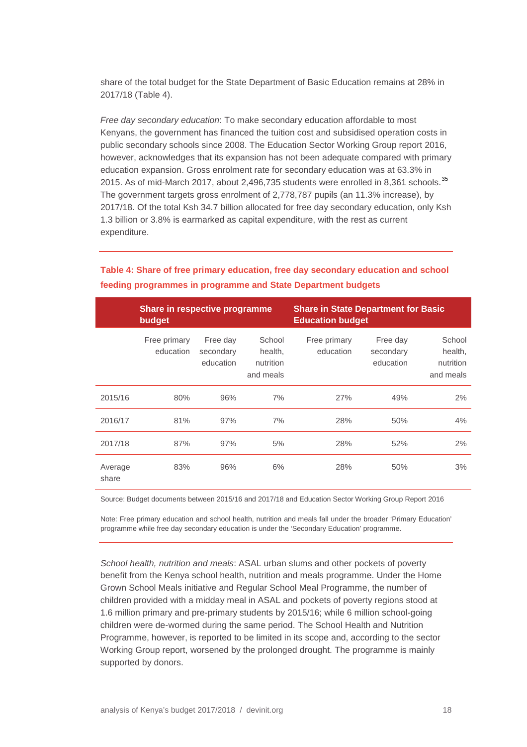share of the total budget for the State Department of Basic Education remains at 28% in 2017/18 (Table 4).

*Free day secondary education*: To make secondary education affordable to most Kenyans, the government has financed the tuition cost and subsidised operation costs in public secondary schools since 2008. The Education Sector Working Group report 2016, however, acknowledges that its expansion has not been adequate compared with primary education expansion. Gross enrolment rate for secondary education was at 63.3% in 2015. As of mid-March 2017, about 2,496,735 students were enrolled in 8,361 schools.[35] The government targets gross enrolment of 2,778,787 pupils (an 11.3% increase), by 2017/18. Of the total Ksh 34.7 billion allocated for free day secondary education, only Ksh 1.3 billion or 3.8% is earmarked as capital expenditure, with the rest as current expenditure.

**Table 4: Share of free primary education, free day secondary education and school feeding programmes in programme and State Department budgets**

| | Share in respective programme budget | | | Share in State Department for Basic Education budget | | |
|---|---|---|---|---|---|---|
| | Free primary education | Free day secondary education | School health, nutrition and meals | Free primary education | Free day secondary education | School health, nutrition and meals |
| 2015/16 | 80% | 96% | 7% | 27% | 49% | 2% |
| 2016/17 | 81% | 97% | 7% | 28% | 50% | 4% |
| 2017/18 | 87% | 97% | 5% | 28% | 52% | 2% |
| Average share | 83% | 96% | 6% | 28% | 50% | 3% |

Source: Budget documents between 2015/16 and 2017/18 and Education Sector Working Group Report 2016

Note: Free primary education and school health, nutrition and meals fall under the broader 'Primary Education' programme while free day secondary education is under the 'Secondary Education' programme.

*School health, nutrition and meals*: ASAL urban slums and other pockets of poverty benefit from the Kenya school health, nutrition and meals programme. Under the Home Grown School Meals initiative and Regular School Meal Programme, the number of children provided with a midday meal in ASAL and pockets of poverty regions stood at 1.6 million primary and pre-primary students by 2015/16; while 6 million school-going children were de-wormed during the same period. The School Health and Nutrition Programme, however, is reported to be limited in its scope and, according to the sector Working Group report, worsened by the prolonged drought. The programme is mainly supported by donors.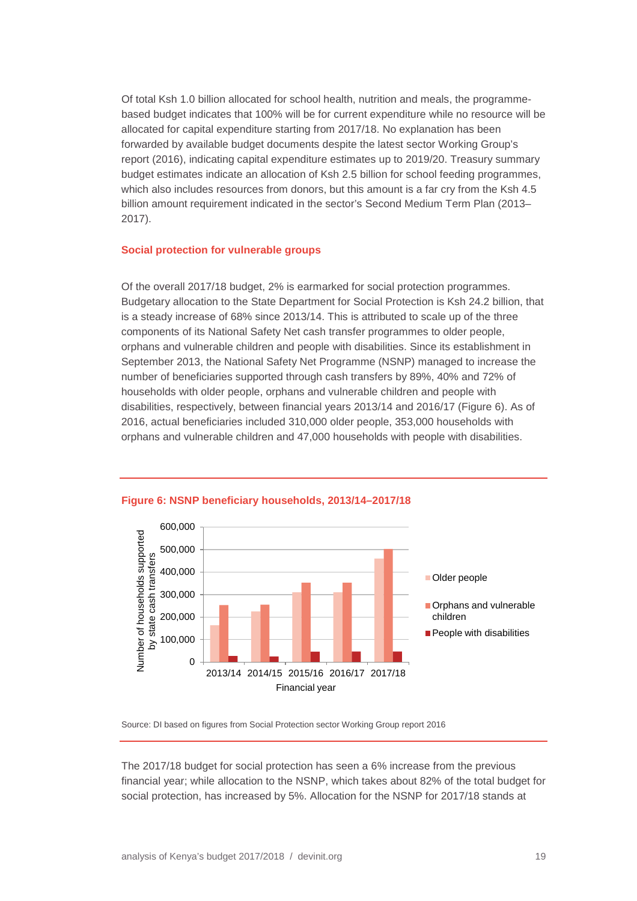Of total Ksh 1.0 billion allocated for school health, nutrition and meals, the programme-based budget indicates that 100% will be for current expenditure while no resource will be allocated for capital expenditure starting from 2017/18. No explanation has been forwarded by available budget documents despite the latest sector Working Group's report (2016), indicating capital expenditure estimates up to 2019/20. Treasury summary budget estimates indicate an allocation of Ksh 2.5 billion for school feeding programmes, which also includes resources from donors, but this amount is a far cry from the Ksh 4.5 billion amount requirement indicated in the sector's Second Medium Term Plan (2013–2017).

### Social protection for vulnerable groups

Of the overall 2017/18 budget, 2% is earmarked for social protection programmes. Budgetary allocation to the State Department for Social Protection is Ksh 24.2 billion, that is a steady increase of 68% since 2013/14. This is attributed to scale up of the three components of its National Safety Net cash transfer programmes to older people, orphans and vulnerable children and people with disabilities. Since its establishment in September 2013, the National Safety Net Programme (NSNP) managed to increase the number of beneficiaries supported through cash transfers by 89%, 40% and 72% of households with older people, orphans and vulnerable children and people with disabilities, respectively, between financial years 2013/14 and 2016/17 (Figure 6). As of 2016, actual beneficiaries included 310,000 older people, 353,000 households with orphans and vulnerable children and 47,000 households with people with disabilities.

**Figure 6: NSNP beneficiary households, 2013/14–2017/18**

Source: DI based on figures from Social Protection sector Working Group report 2016

The 2017/18 budget for social protection has seen a 6% increase from the previous financial year; while allocation to the NSNP, which takes about 82% of the total budget for social protection, has increased by 5%. Allocation for the NSNP for 2017/18 stands at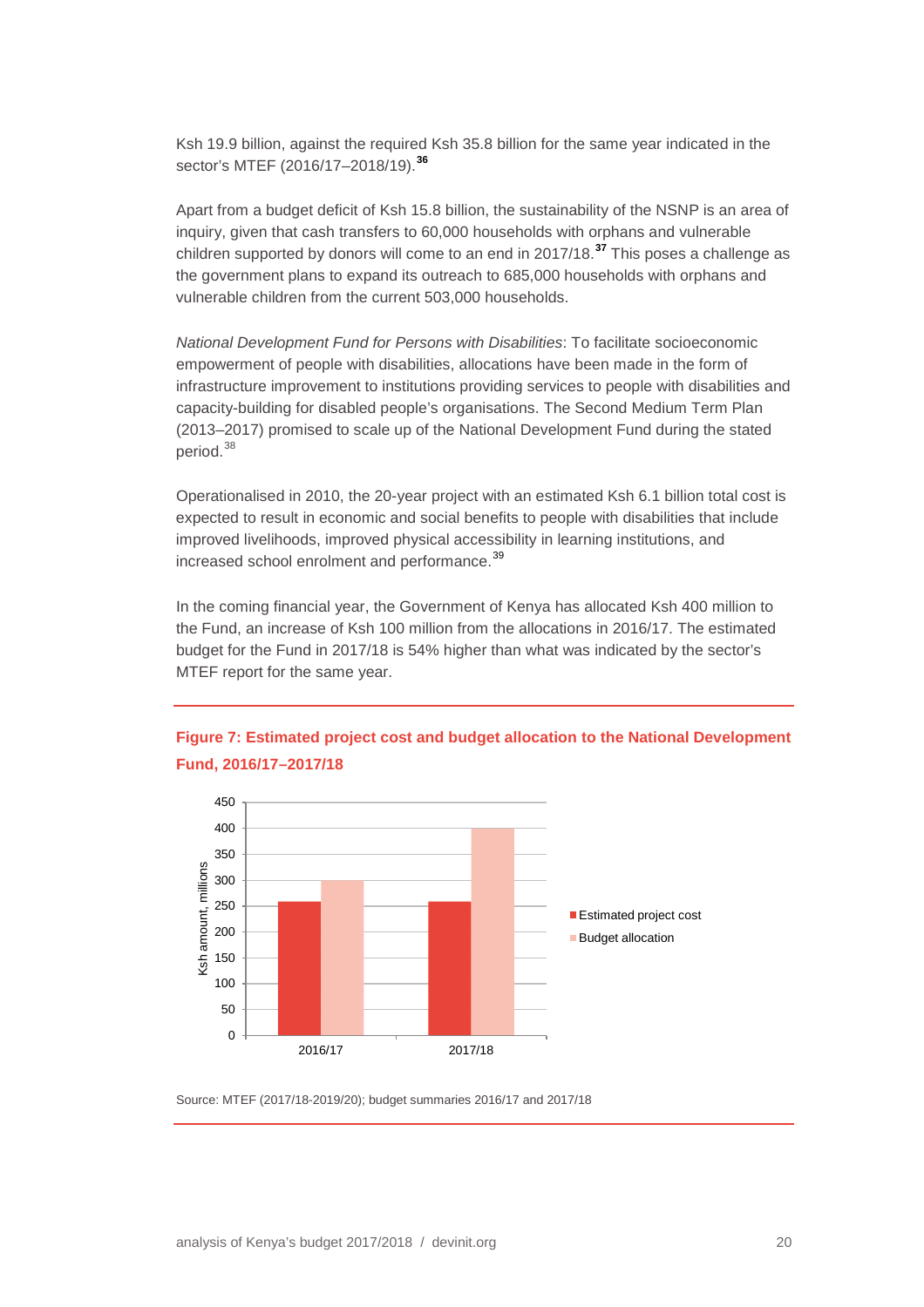Ksh 19.9 billion, against the required Ksh 35.8 billion for the same year indicated in the sector's MTEF (2016/17–2018/19).[36]

Apart from a budget deficit of Ksh 15.8 billion, the sustainability of the NSNP is an area of inquiry, given that cash transfers to 60,000 households with orphans and vulnerable children supported by donors will come to an end in 2017/18.[37] This poses a challenge as the government plans to expand its outreach to 685,000 households with orphans and vulnerable children from the current 503,000 households.

*National Development Fund for Persons with Disabilities*: To facilitate socioeconomic empowerment of people with disabilities, allocations have been made in the form of infrastructure improvement to institutions providing services to people with disabilities and capacity-building for disabled people's organisations. The Second Medium Term Plan (2013–2017) promised to scale up of the National Development Fund during the stated period.[38]

Operationalised in 2010, the 20-year project with an estimated Ksh 6.1 billion total cost is expected to result in economic and social benefits to people with disabilities that include improved livelihoods, improved physical accessibility in learning institutions, and increased school enrolment and performance.[39]

In the coming financial year, the Government of Kenya has allocated Ksh 400 million to the Fund, an increase of Ksh 100 million from the allocations in 2016/17. The estimated budget for the Fund in 2017/18 is 54% higher than what was indicated by the sector's MTEF report for the same year.

**Figure 7: Estimated project cost and budget allocation to the National Development Fund, 2016/17–2017/18**

Source: MTEF (2017/18-2019/20); budget summaries 2016/17 and 2017/18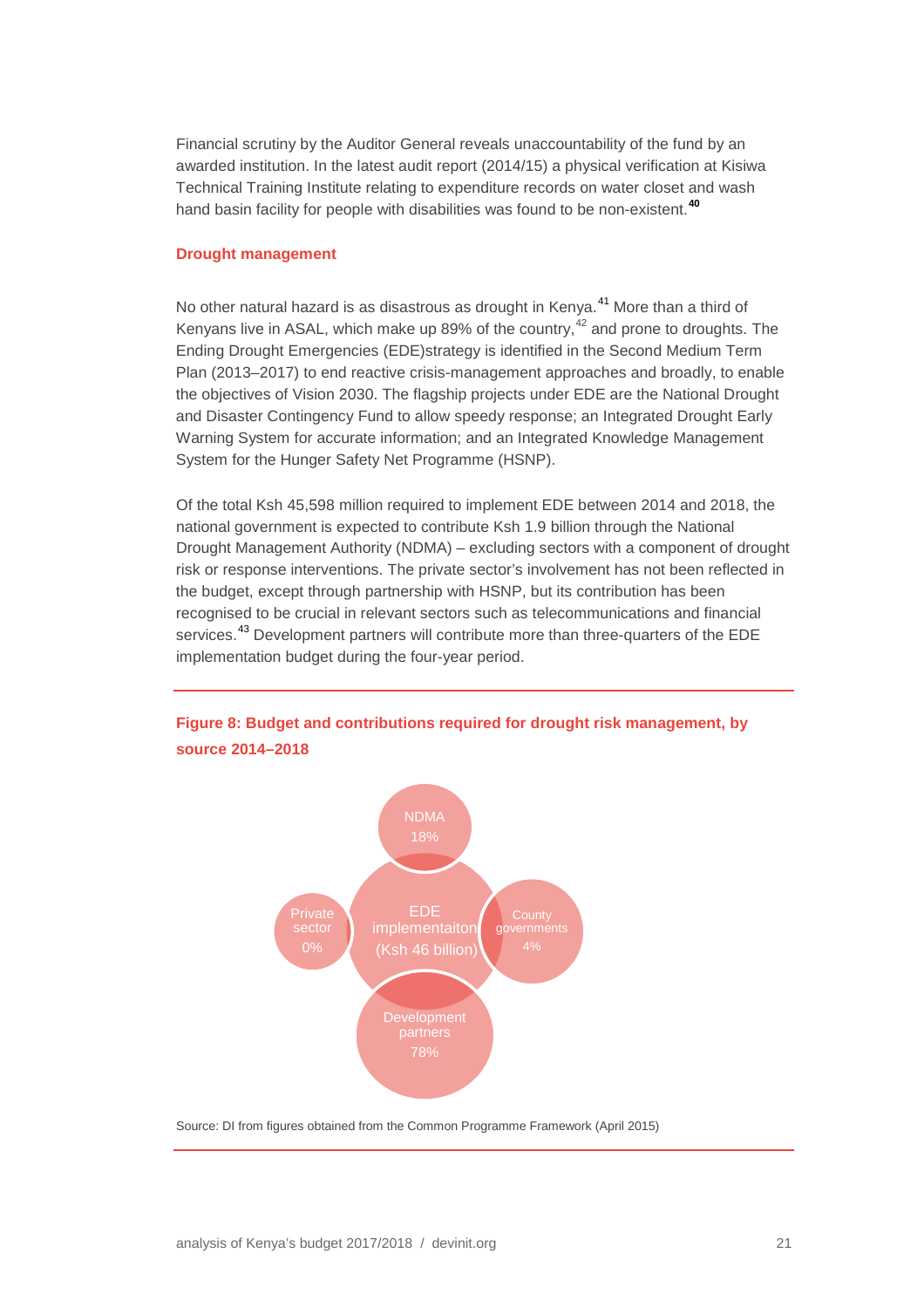Financial scrutiny by the Auditor General reveals unaccountability of the fund by an awarded institution. In the latest audit report (2014/15) a physical verification at Kisiwa Technical Training Institute relating to expenditure records on water closet and wash hand basin facility for people with disabilities was found to be non-existent.[40]

### Drought management

No other natural hazard is as disastrous as drought in Kenya.[41] More than a third of Kenyans live in ASAL, which make up 89% of the country,[42] and prone to droughts. The Ending Drought Emergencies (EDE)strategy is identified in the Second Medium Term Plan (2013–2017) to end reactive crisis-management approaches and broadly, to enable the objectives of Vision 2030. The flagship projects under EDE are the National Drought and Disaster Contingency Fund to allow speedy response; an Integrated Drought Early Warning System for accurate information; and an Integrated Knowledge Management System for the Hunger Safety Net Programme (HSNP).

Of the total Ksh 45,598 million required to implement EDE between 2014 and 2018, the national government is expected to contribute Ksh 1.9 billion through the National Drought Management Authority (NDMA) – excluding sectors with a component of drought risk or response interventions. The private sector's involvement has not been reflected in the budget, except through partnership with HSNP, but its contribution has been recognised to be crucial in relevant sectors such as telecommunications and financial services.[43] Development partners will contribute more than three-quarters of the EDE implementation budget during the four-year period.

**Figure 8: Budget and contributions required for drought risk management, by source 2014–2018**

EDE implementaiton (Ksh 46 billion)

- NDMA 18%
- County governments 4%
- Development partners 78%
- Private sector 0%

Source: DI from figures obtained from the Common Programme Framework (April 2015)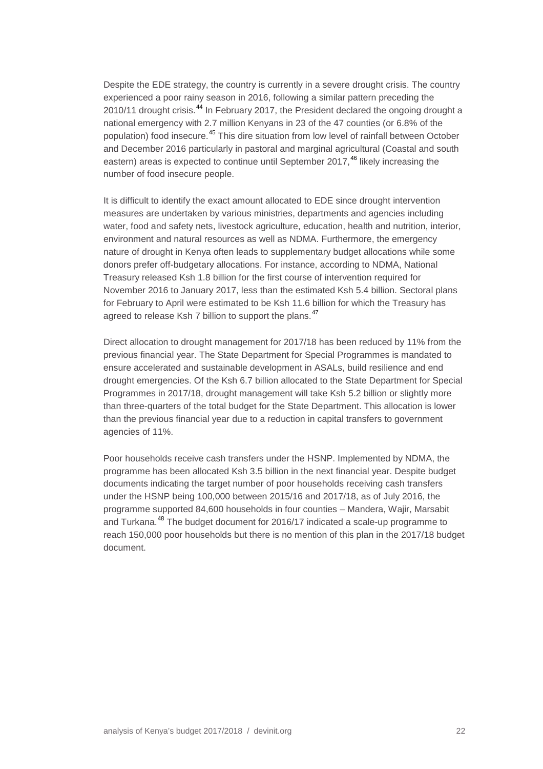Despite the EDE strategy, the country is currently in a severe drought crisis. The country experienced a poor rainy season in 2016, following a similar pattern preceding the 2010/11 drought crisis.[44] In February 2017, the President declared the ongoing drought a national emergency with 2.7 million Kenyans in 23 of the 47 counties (or 6.8% of the population) food insecure.[45] This dire situation from low level of rainfall between October and December 2016 particularly in pastoral and marginal agricultural (Coastal and south eastern) areas is expected to continue until September 2017,[46] likely increasing the number of food insecure people.

It is difficult to identify the exact amount allocated to EDE since drought intervention measures are undertaken by various ministries, departments and agencies including water, food and safety nets, livestock agriculture, education, health and nutrition, interior, environment and natural resources as well as NDMA. Furthermore, the emergency nature of drought in Kenya often leads to supplementary budget allocations while some donors prefer off-budgetary allocations. For instance, according to NDMA, National Treasury released Ksh 1.8 billion for the first course of intervention required for November 2016 to January 2017, less than the estimated Ksh 5.4 billion. Sectoral plans for February to April were estimated to be Ksh 11.6 billion for which the Treasury has agreed to release Ksh 7 billion to support the plans.[47]

Direct allocation to drought management for 2017/18 has been reduced by 11% from the previous financial year. The State Department for Special Programmes is mandated to ensure accelerated and sustainable development in ASALs, build resilience and end drought emergencies. Of the Ksh 6.7 billion allocated to the State Department for Special Programmes in 2017/18, drought management will take Ksh 5.2 billion or slightly more than three-quarters of the total budget for the State Department. This allocation is lower than the previous financial year due to a reduction in capital transfers to government agencies of 11%.

Poor households receive cash transfers under the HSNP. Implemented by NDMA, the programme has been allocated Ksh 3.5 billion in the next financial year. Despite budget documents indicating the target number of poor households receiving cash transfers under the HSNP being 100,000 between 2015/16 and 2017/18, as of July 2016, the programme supported 84,600 households in four counties – Mandera, Wajir, Marsabit and Turkana.[48] The budget document for 2016/17 indicated a scale-up programme to reach 150,000 poor households but there is no mention of this plan in the 2017/18 budget document.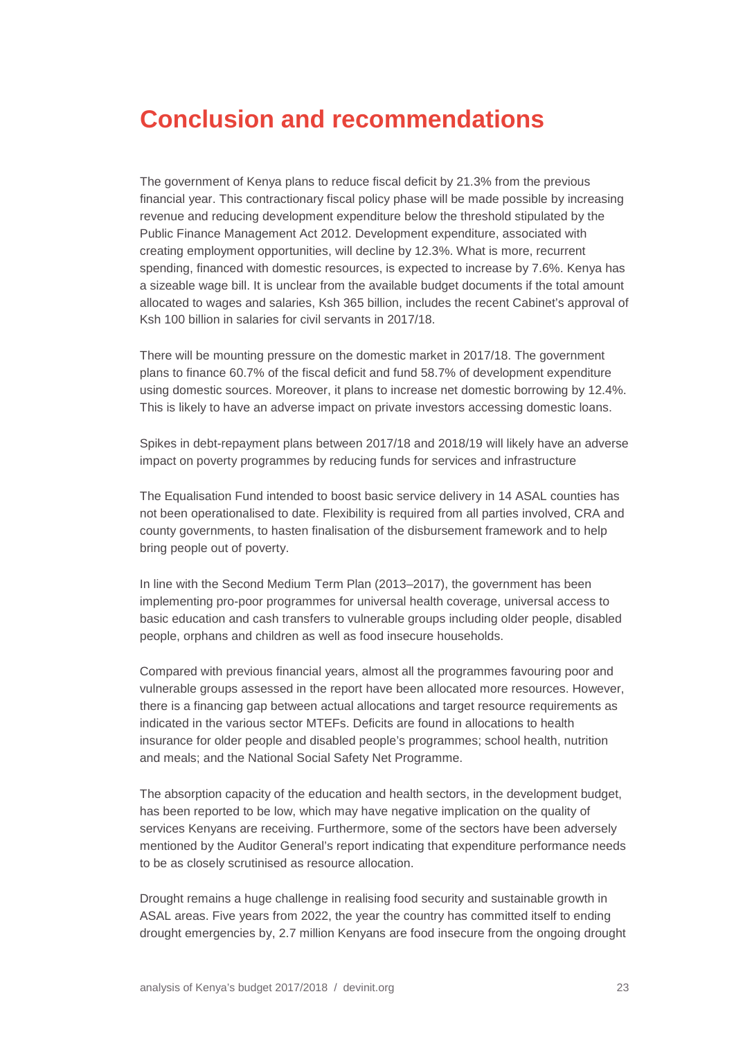# Conclusion and recommendations

The government of Kenya plans to reduce fiscal deficit by 21.3% from the previous financial year. This contractionary fiscal policy phase will be made possible by increasing revenue and reducing development expenditure below the threshold stipulated by the Public Finance Management Act 2012. Development expenditure, associated with creating employment opportunities, will decline by 12.3%. What is more, recurrent spending, financed with domestic resources, is expected to increase by 7.6%. Kenya has a sizeable wage bill. It is unclear from the available budget documents if the total amount allocated to wages and salaries, Ksh 365 billion, includes the recent Cabinet's approval of Ksh 100 billion in salaries for civil servants in 2017/18.

There will be mounting pressure on the domestic market in 2017/18. The government plans to finance 60.7% of the fiscal deficit and fund 58.7% of development expenditure using domestic sources. Moreover, it plans to increase net domestic borrowing by 12.4%. This is likely to have an adverse impact on private investors accessing domestic loans.

Spikes in debt-repayment plans between 2017/18 and 2018/19 will likely have an adverse impact on poverty programmes by reducing funds for services and infrastructure

The Equalisation Fund intended to boost basic service delivery in 14 ASAL counties has not been operationalised to date. Flexibility is required from all parties involved, CRA and county governments, to hasten finalisation of the disbursement framework and to help bring people out of poverty.

In line with the Second Medium Term Plan (2013–2017), the government has been implementing pro-poor programmes for universal health coverage, universal access to basic education and cash transfers to vulnerable groups including older people, disabled people, orphans and children as well as food insecure households.

Compared with previous financial years, almost all the programmes favouring poor and vulnerable groups assessed in the report have been allocated more resources. However, there is a financing gap between actual allocations and target resource requirements as indicated in the various sector MTEFs. Deficits are found in allocations to health insurance for older people and disabled people's programmes; school health, nutrition and meals; and the National Social Safety Net Programme.

The absorption capacity of the education and health sectors, in the development budget, has been reported to be low, which may have negative implication on the quality of services Kenyans are receiving. Furthermore, some of the sectors have been adversely mentioned by the Auditor General's report indicating that expenditure performance needs to be as closely scrutinised as resource allocation.

Drought remains a huge challenge in realising food security and sustainable growth in ASAL areas. Five years from 2022, the year the country has committed itself to ending drought emergencies by, 2.7 million Kenyans are food insecure from the ongoing drought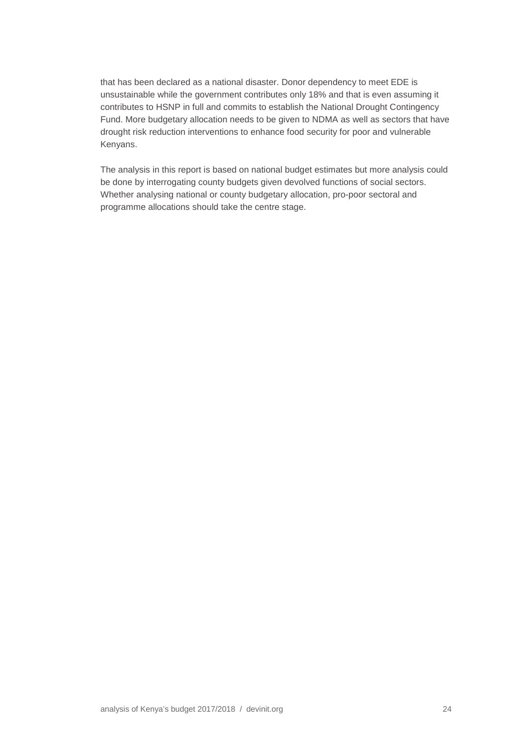that has been declared as a national disaster. Donor dependency to meet EDE is unsustainable while the government contributes only 18% and that is even assuming it contributes to HSNP in full and commits to establish the National Drought Contingency Fund. More budgetary allocation needs to be given to NDMA as well as sectors that have drought risk reduction interventions to enhance food security for poor and vulnerable Kenyans.

The analysis in this report is based on national budget estimates but more analysis could be done by interrogating county budgets given devolved functions of social sectors. Whether analysing national or county budgetary allocation, pro-poor sectoral and programme allocations should take the centre stage.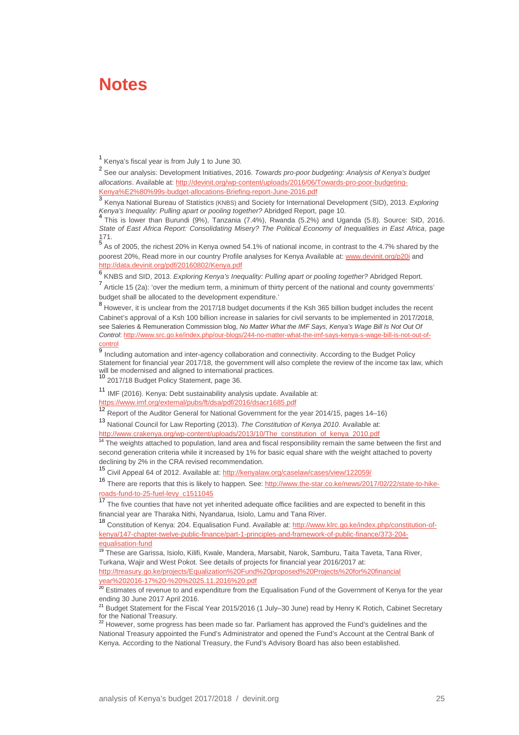# Notes

[1] Kenya's fiscal year is from July 1 to June 30.

[2] See our analysis: Development Initiatives, 2016. *Towards pro-poor budgeting: Analysis of Kenya's budget allocations*. Available at: http://devinit.org/wp-content/uploads/2016/06/Towards-pro-poor-budgeting-Kenya%E2%80%99s-budget-allocations-Briefing-report-June-2016.pdf

[3] Kenya National Bureau of Statistics (KNBS) and Society for International Development (SID), 2013. *Exploring Kenya's Inequality: Pulling apart or pooling together?* Abridged Report, page 10.

[4] This is lower than Burundi (9%), Tanzania (7.4%), Rwanda (5.2%) and Uganda (5.8). Source: SID, 2016. *State of East Africa Report: Consolidating Misery? The Political Economy of Inequalities in East Africa*, page 171.

[5] As of 2005, the richest 20% in Kenya owned 54.1% of national income, in contrast to the 4.7% shared by the poorest 20%, Read more in our country Profile analyses for Kenya Available at: www.devinit.org/p20i and http://data.devinit.org/pdf/20160802/Kenya.pdf

[6] KNBS and SID, 2013. *Exploring Kenya's Inequality: Pulling apart or pooling together?* Abridged Report.

[7] Article 15 (2a): 'over the medium term, a minimum of thirty percent of the national and county governments' budget shall be allocated to the development expenditure.'

[8] However, it is unclear from the 2017/18 budget documents if the Ksh 365 billion budget includes the recent Cabinet's approval of a Ksh 100 billion increase in salaries for civil servants to be implemented in 2017/2018, see Saleries & Remuneration Commission blog, *No Matter What the IMF Says, Kenya's Wage Bill Is Not Out Of Control*: http://www.src.go.ke/index.php/our-blogs/244-no-matter-what-the-imf-says-kenya-s-wage-bill-is-not-out-of-control

[9] Including automation and inter-agency collaboration and connectivity. According to the Budget Policy Statement for financial year 2017/18, the government will also complete the review of the income tax law, which will be modernised and aligned to international practices.

[10] 2017/18 Budget Policy Statement, page 36.

[11] IMF (2016). Kenya: Debt sustainability analysis update. Available at: https://www.imf.org/external/pubs/ft/dsa/pdf/2016/dsacr1685.pdf

[12] Report of the Auditor General for National Government for the year 2014/15, pages 14–16)

[13] National Council for Law Reporting (2013). *The Constitution of Kenya 2010*. Available at: http://www.crakenya.org/wp-content/uploads/2013/10/The_constitution_of_kenya_2010.pdf

[14] The weights attached to population, land area and fiscal responsibility remain the same between the first and second generation criteria while it increased by 1% for basic equal share with the weight attached to poverty declining by 2% in the CRA revised recommendation.

[15] Civil Appeal 64 of 2012. Available at: http://kenyalaw.org/caselaw/cases/view/122059/

[16] There are reports that this is likely to happen. See: http://www.the-star.co.ke/news/2017/02/22/state-to-hike-roads-fund-to-25-fuel-levy_c1511045

[17] The five counties that have not yet inherited adequate office facilities and are expected to benefit in this financial year are Tharaka Nithi, Nyandarua, Isiolo, Lamu and Tana River.

[18] Constitution of Kenya: 204. Equalisation Fund. Available at: http://www.klrc.go.ke/index.php/constitution-of-kenya/147-chapter-twelve-public-finance/part-1-principles-and-framework-of-public-finance/373-204-equalisation-fund

[19] These are Garissa, Isiolo, Kilifi, Kwale, Mandera, Marsabit, Narok, Samburu, Taita Taveta, Tana River, Turkana, Wajir and West Pokot. See details of projects for financial year 2016/2017 at: http://treasury.go.ke/projects/Equalization%20Fund%20proposed%20Projects%20for%20financial year%202016-17%20-%20%2025.11.2016%20.pdf

[20] Estimates of revenue to and expenditure from the Equalisation Fund of the Government of Kenya for the year ending 30 June 2017 April 2016.

[21] Budget Statement for the Fiscal Year 2015/2016 (1 July–30 June) read by Henry K Rotich, Cabinet Secretary for the National Treasury.

[22] However, some progress has been made so far. Parliament has approved the Fund's guidelines and the National Treasury appointed the Fund's Administrator and opened the Fund's Account at the Central Bank of Kenya. According to the National Treasury, the Fund's Advisory Board has also been established.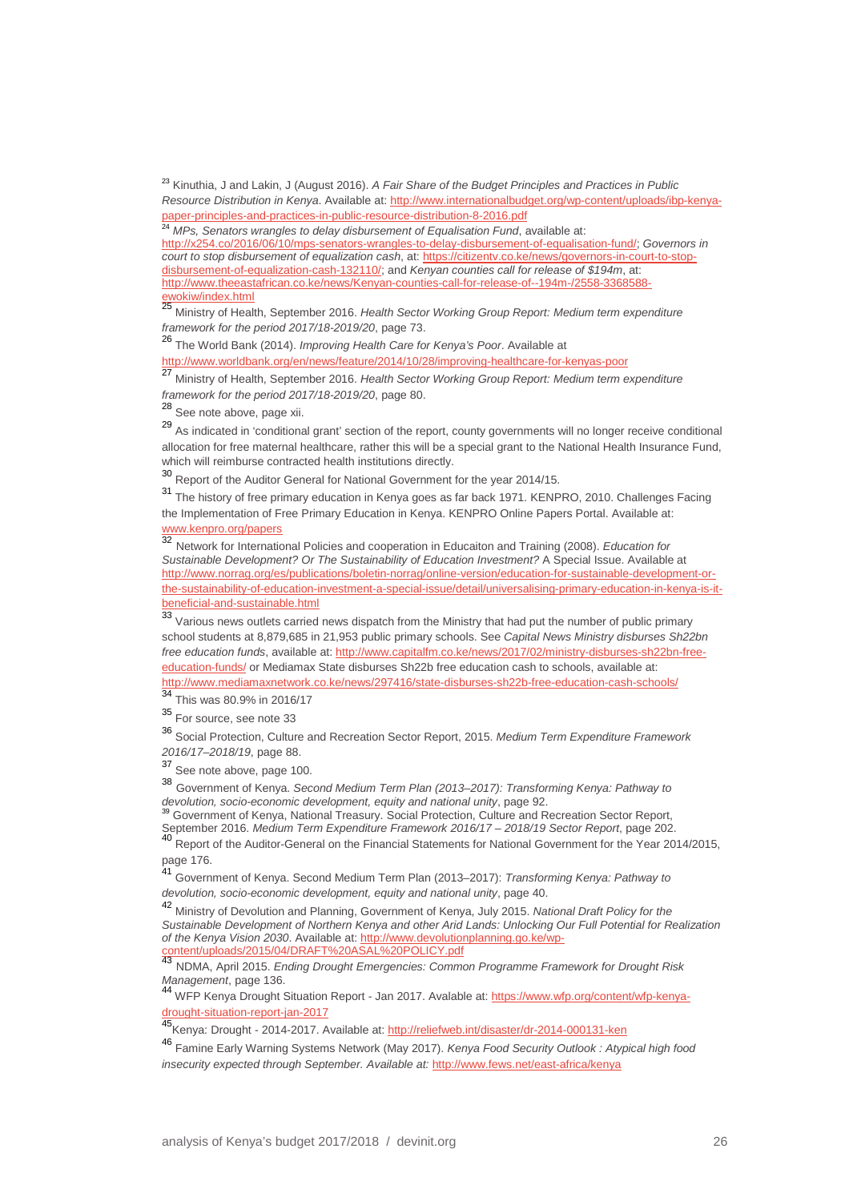[23] Kinuthia, J and Lakin, J (August 2016). *A Fair Share of the Budget Principles and Practices in Public Resource Distribution in Kenya*. Available at: http://www.internationalbudget.org/wp-content/uploads/ibp-kenya-paper-principles-and-practices-in-public-resource-distribution-8-2016.pdf

[24] *MPs, Senators wrangles to delay disbursement of Equalisation Fund*, available at: http://x254.co/2016/06/10/mps-senators-wrangles-to-delay-disbursement-of-equalisation-fund/; *Governors in court to stop disbursement of equalization cash*, at: https://citizentv.co.ke/news/governors-in-court-to-stop-disbursement-of-equalization-cash-132110/; and *Kenyan counties call for release of $194m*, at: http://www.theeastafrican.co.ke/news/Kenyan-counties-call-for-release-of--194m-/2558-3368588-ewokiw/index.html

[25] Ministry of Health, September 2016. *Health Sector Working Group Report: Medium term expenditure framework for the period 2017/18-2019/20*, page 73.

[26] The World Bank (2014). *Improving Health Care for Kenya's Poor*. Available at http://www.worldbank.org/en/news/feature/2014/10/28/improving-healthcare-for-kenyas-poor

[27] Ministry of Health, September 2016. *Health Sector Working Group Report: Medium term expenditure framework for the period 2017/18-2019/20*, page 80.

[28] See note above, page xii.

[29] As indicated in 'conditional grant' section of the report, county governments will no longer receive conditional allocation for free maternal healthcare, rather this will be a special grant to the National Health Insurance Fund, which will reimburse contracted health institutions directly.

[30] Report of the Auditor General for National Government for the year 2014/15.

[31] The history of free primary education in Kenya goes as far back 1971. KENPRO, 2010. Challenges Facing the Implementation of Free Primary Education in Kenya. KENPRO Online Papers Portal. Available at: www.kenpro.org/papers

[32] Network for International Policies and cooperation in Educaiton and Training (2008). *Education for Sustainable Development? Or The Sustainability of Education Investment?* A Special Issue. Available at http://www.norrag.org/es/publications/boletin-norrag/online-version/education-for-sustainable-development-or-the-sustainability-of-education-investment-a-special-issue/detail/universalising-primary-education-in-kenya-is-it-beneficial-and-sustainable.html

[33] Various news outlets carried news dispatch from the Ministry that had put the number of public primary school students at 8,879,685 in 21,953 public primary schools. See *Capital News Ministry disburses Sh22bn free education funds*, available at: http://www.capitalfm.co.ke/news/2017/02/ministry-disburses-sh22bn-free-education-funds/ or Mediamax State disburses Sh22b free education cash to schools, available at: http://www.mediamaxnetwork.co.ke/news/297416/state-disburses-sh22b-free-education-cash-schools/

[34] This was 80.9% in 2016/17

[35] For source, see note 33

[36] Social Protection, Culture and Recreation Sector Report, 2015. *Medium Term Expenditure Framework 2016/17–2018/19*, page 88.

[37] See note above, page 100.

[38] Government of Kenya. *Second Medium Term Plan (2013–2017): Transforming Kenya: Pathway to devolution, socio-economic development, equity and national unity*, page 92.

[39] Government of Kenya, National Treasury. Social Protection, Culture and Recreation Sector Report, September 2016. *Medium Term Expenditure Framework 2016/17 – 2018/19 Sector Report*, page 202.

[40] Report of the Auditor-General on the Financial Statements for National Government for the Year 2014/2015, page 176.

[41] Government of Kenya. Second Medium Term Plan (2013–2017): *Transforming Kenya: Pathway to devolution, socio-economic development, equity and national unity*, page 40.

[42] Ministry of Devolution and Planning, Government of Kenya, July 2015. *National Draft Policy for the Sustainable Development of Northern Kenya and other Arid Lands: Unlocking Our Full Potential for Realization of the Kenya Vision 2030*. Available at: http://www.devolutionplanning.go.ke/wp-content/uploads/2015/04/DRAFT%20ASAL%20POLICY.pdf

[43] NDMA, April 2015. *Ending Drought Emergencies: Common Programme Framework for Drought Risk Management*, page 136.

[44] WFP Kenya Drought Situation Report - Jan 2017. Avalable at: https://www.wfp.org/content/wfp-kenya-drought-situation-report-jan-2017

[45] Kenya: Drought - 2014-2017. Available at: http://reliefweb.int/disaster/dr-2014-000131-ken

[46] Famine Early Warning Systems Network (May 2017). *Kenya Food Security Outlook : Atypical high food insecurity expected through September. Available at:* http://www.fews.net/east-africa/kenya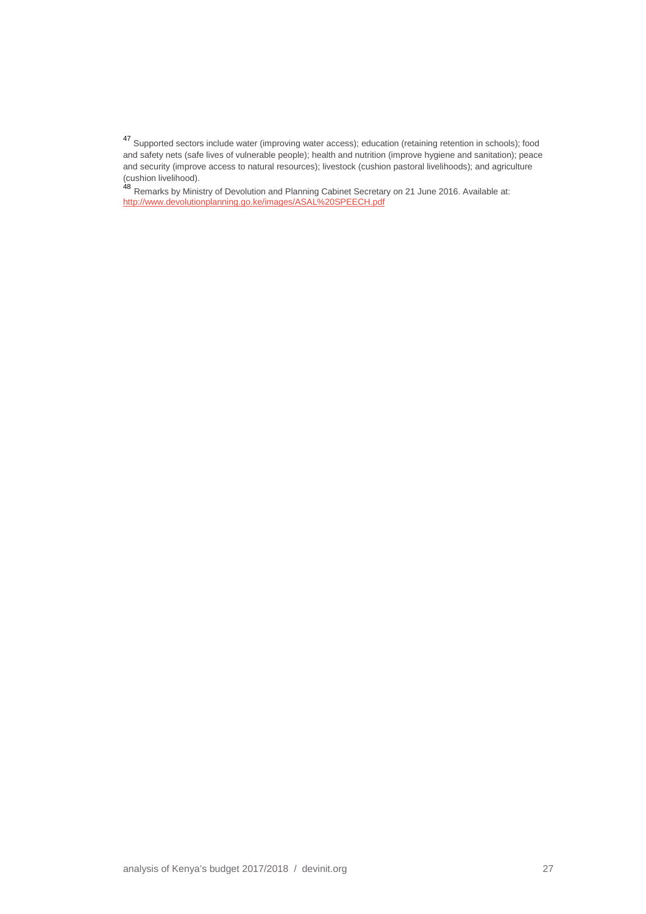[47] Supported sectors include water (improving water access); education (retaining retention in schools); food and safety nets (safe lives of vulnerable people); health and nutrition (improve hygiene and sanitation); peace and security (improve access to natural resources); livestock (cushion pastoral livelihoods); and agriculture (cushion livelihood).

[48] Remarks by Ministry of Devolution and Planning Cabinet Secretary on 21 June 2016. Available at: http://www.devolutionplanning.go.ke/images/ASAL%20SPEECH.pdf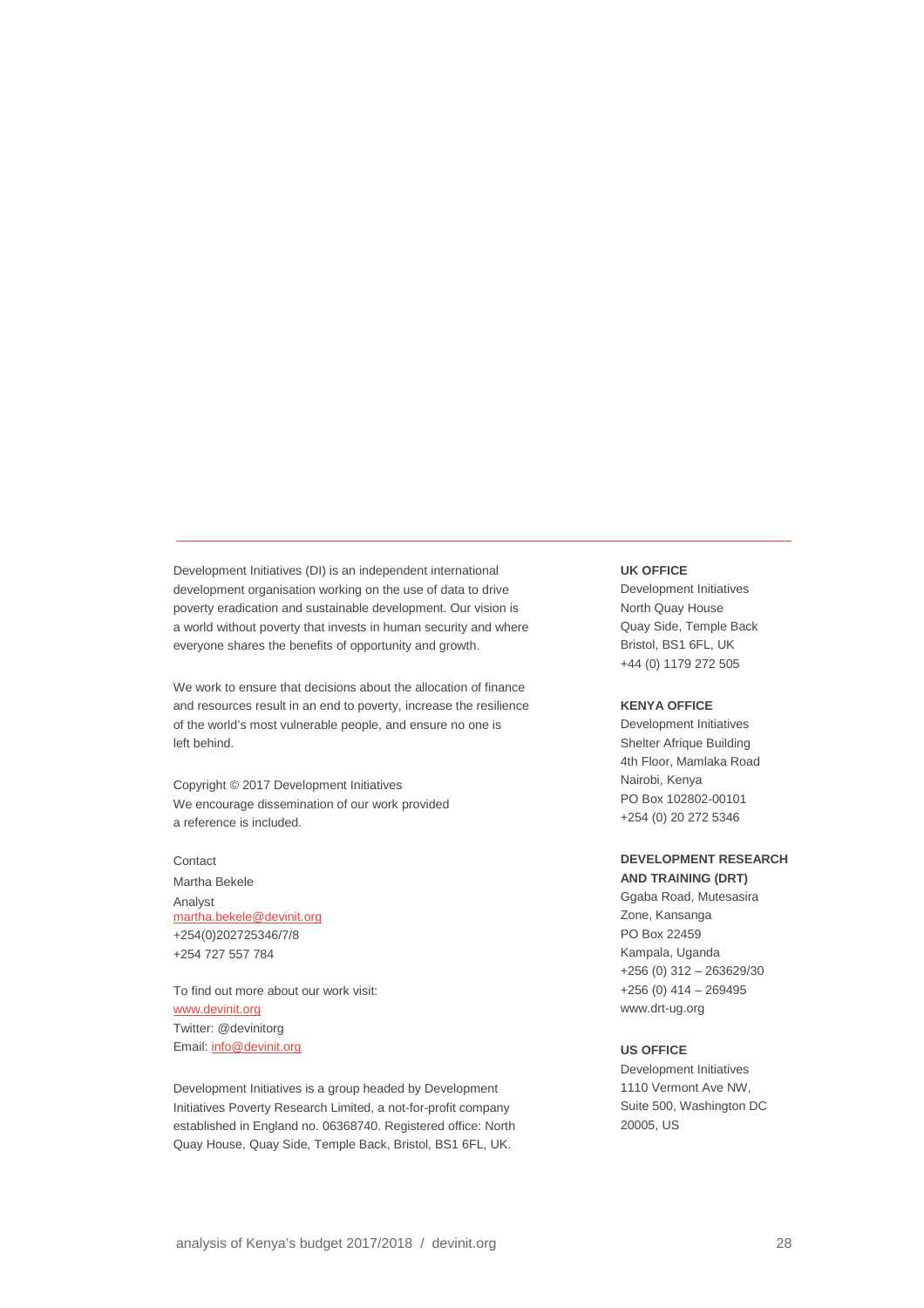Development Initiatives (DI) is an independent international development organisation working on the use of data to drive poverty eradication and sustainable development. Our vision is a world without poverty that invests in human security and where everyone shares the benefits of opportunity and growth.

We work to ensure that decisions about the allocation of finance and resources result in an end to poverty, increase the resilience of the world's most vulnerable people, and ensure no one is left behind.

Copyright © 2017 Development Initiatives
We encourage dissemination of our work provided a reference is included.

Contact
Martha Bekele
Analyst
martha.bekele@devinit.org
+254(0)202725346/7/8
+254 727 557 784

To find out more about our work visit:
www.devinit.org
Twitter: @devinitorg
Email: info@devinit.org

Development Initiatives is a group headed by Development Initiatives Poverty Research Limited, a not-for-profit company established in England no. 06368740. Registered office: North Quay House, Quay Side, Temple Back, Bristol, BS1 6FL, UK.

**UK OFFICE**
Development Initiatives
North Quay House
Quay Side, Temple Back
Bristol, BS1 6FL, UK
+44 (0) 1179 272 505

**KENYA OFFICE**
Development Initiatives
Shelter Afrique Building
4th Floor, Mamlaka Road
Nairobi, Kenya
PO Box 102802-00101
+254 (0) 20 272 5346

**DEVELOPMENT RESEARCH AND TRAINING (DRT)**
Ggaba Road, Mutesasira Zone, Kansanga
PO Box 22459
Kampala, Uganda
+256 (0) 312 – 263629/30
+256 (0) 414 – 269495
www.drt-ug.org

**US OFFICE**
Development Initiatives
1110 Vermont Ave NW,
Suite 500, Washington DC
20005, US